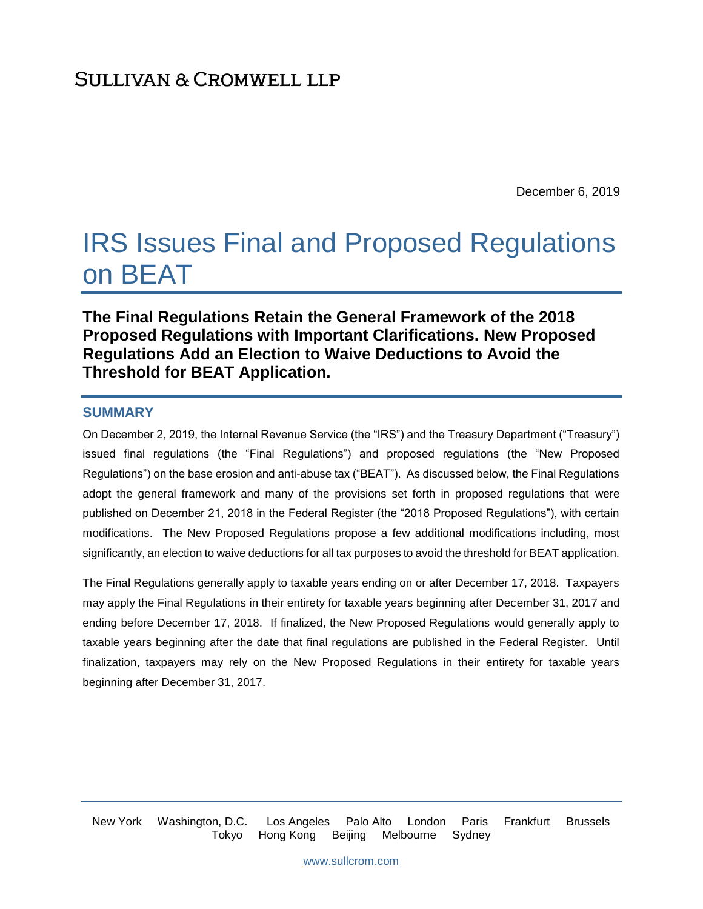SULLIVAN & CROMWELL LLP

December 6, 2019

# IRS Issues Final and Proposed Regulations on BEAT

**The Final Regulations Retain the General Framework of the 2018 Proposed Regulations with Important Clarifications. New Proposed Regulations Add an Election to Waive Deductions to Avoid the Threshold for BEAT Application.**

## SUMMARY

On December 2, 2019, the Internal Revenue Service (the "IRS") and the Treasury Department ("Treasury") issued final regulations (the "Final Regulations") and proposed regulations (the "New Proposed Regulations") on the base erosion and anti-abuse tax ("BEAT"). As discussed below, the Final Regulations adopt the general framework and many of the provisions set forth in proposed regulations that were published on December 21, 2018 in the Federal Register (the "2018 Proposed Regulations"), with certain modifications. The New Proposed Regulations propose a few additional modifications including, most significantly, an election to waive deductions for all tax purposes to avoid the threshold for BEAT application.

The Final Regulations generally apply to taxable years ending on or after December 17, 2018. Taxpayers may apply the Final Regulations in their entirety for taxable years beginning after December 31, 2017 and ending before December 17, 2018. If finalized, the New Proposed Regulations would generally apply to taxable years beginning after the date that final regulations are published in the Federal Register. Until finalization, taxpayers may rely on the New Proposed Regulations in their entirety for taxable years beginning after December 31, 2017.

New York Washington, D.C. Los Angeles Palo Alto London Paris Frankfurt Brussels Tokyo Hong Kong Beijing Melbourne Sydney

www.sullcrom.com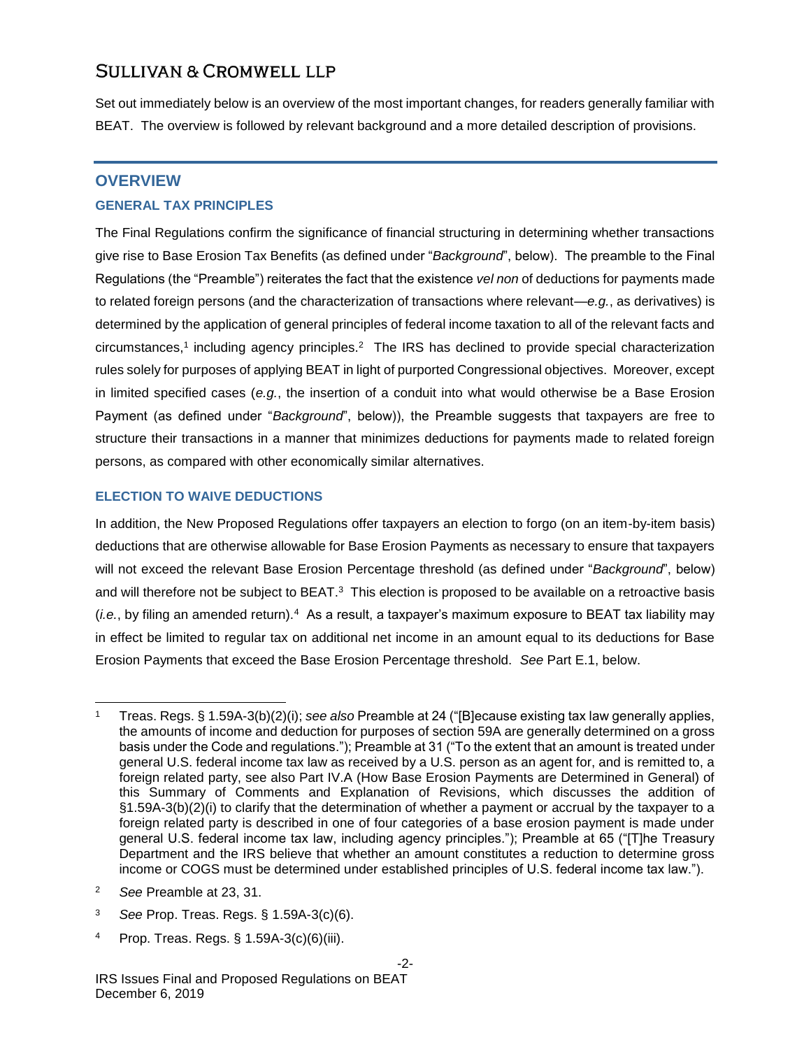Set out immediately below is an overview of the most important changes, for readers generally familiar with BEAT. The overview is followed by relevant background and a more detailed description of provisions.

## OVERVIEW

### GENERAL TAX PRINCIPLES

The Final Regulations confirm the significance of financial structuring in determining whether transactions give rise to Base Erosion Tax Benefits (as defined under "*Background*", below). The preamble to the Final Regulations (the "Preamble") reiterates the fact that the existence *vel non* of deductions for payments made to related foreign persons (and the characterization of transactions where relevant—*e.g.*, as derivatives) is determined by the application of general principles of federal income taxation to all of the relevant facts and circumstances,[1] including agency principles.[2] The IRS has declined to provide special characterization rules solely for purposes of applying BEAT in light of purported Congressional objectives. Moreover, except in limited specified cases (*e.g.*, the insertion of a conduit into what would otherwise be a Base Erosion Payment (as defined under "*Background*", below)), the Preamble suggests that taxpayers are free to structure their transactions in a manner that minimizes deductions for payments made to related foreign persons, as compared with other economically similar alternatives.

### ELECTION TO WAIVE DEDUCTIONS

In addition, the New Proposed Regulations offer taxpayers an election to forgo (on an item-by-item basis) deductions that are otherwise allowable for Base Erosion Payments as necessary to ensure that taxpayers will not exceed the relevant Base Erosion Percentage threshold (as defined under "*Background*", below) and will therefore not be subject to BEAT.[3] This election is proposed to be available on a retroactive basis (*i.e.*, by filing an amended return).[4] As a result, a taxpayer's maximum exposure to BEAT tax liability may in effect be limited to regular tax on additional net income in an amount equal to its deductions for Base Erosion Payments that exceed the Base Erosion Percentage threshold. *See* Part E.1, below.

---

[1] Treas. Regs. § 1.59A-3(b)(2)(i); *see also* Preamble at 24 ("[B]ecause existing tax law generally applies, the amounts of income and deduction for purposes of section 59A are generally determined on a gross basis under the Code and regulations."); Preamble at 31 ("To the extent that an amount is treated under general U.S. federal income tax law as received by a U.S. person as an agent for, and is remitted to, a foreign related party, see also Part IV.A (How Base Erosion Payments Are Determined in General) of this Summary of Comments and Explanation of Revisions, which discusses the addition of §1.59A-3(b)(2)(i) to clarify that the determination of whether a payment or accrual by the taxpayer to a foreign related party is described in one of four categories of a base erosion payment is made under general U.S. federal income tax law, including agency principles."); Preamble at 65 ("[T]he Treasury Department and the IRS believe that whether an amount constitutes a reduction to determine gross income or COGS must be determined under established principles of U.S. federal income tax law.").

[2] *See* Preamble at 23, 31.

[3] *See* Prop. Treas. Regs. § 1.59A-3(c)(6).

[4] Prop. Treas. Regs. § 1.59A-3(c)(6)(iii).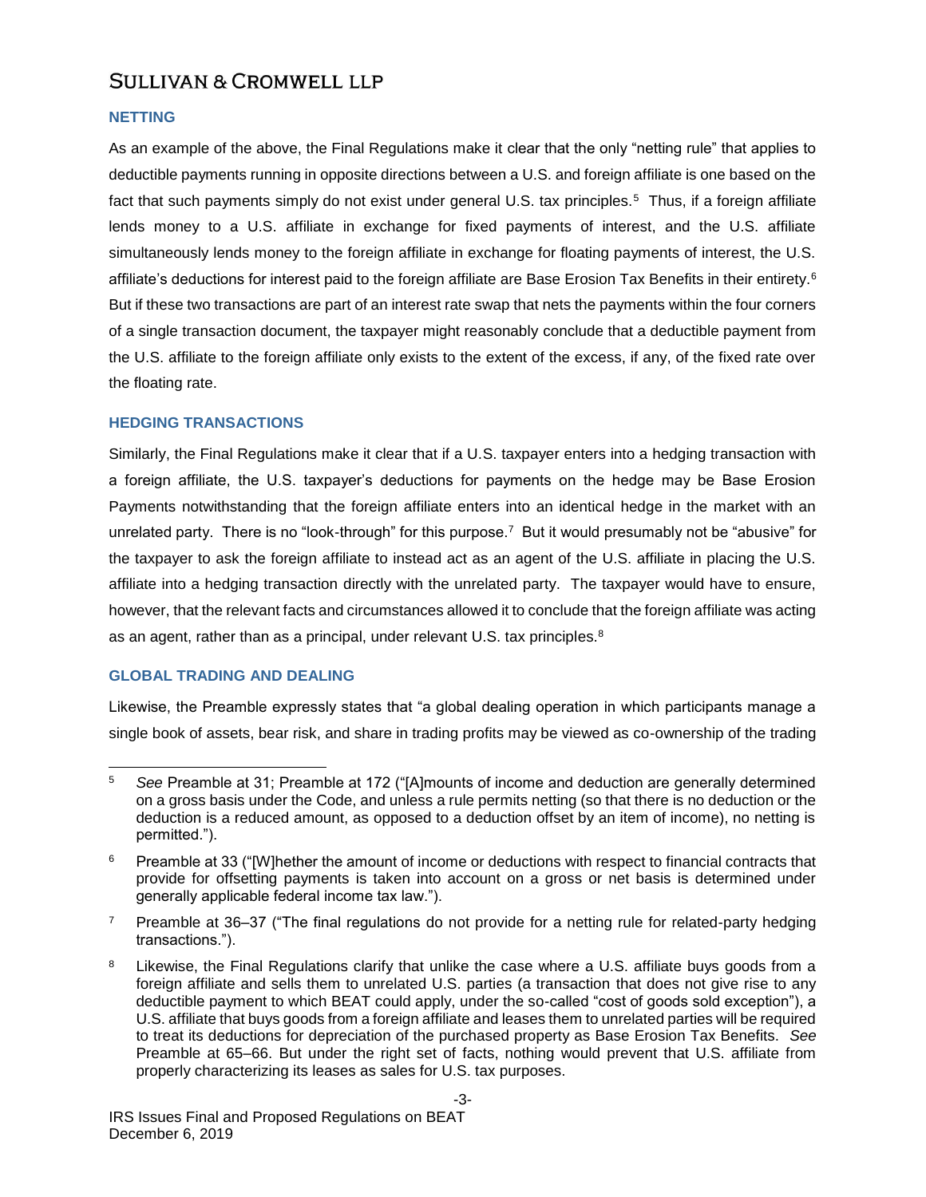## NETTING

As an example of the above, the Final Regulations make it clear that the only "netting rule" that applies to deductible payments running in opposite directions between a U.S. and foreign affiliate is one based on the fact that such payments simply do not exist under general U.S. tax principles.[5] Thus, if a foreign affiliate lends money to a U.S. affiliate in exchange for fixed payments of interest, and the U.S. affiliate simultaneously lends money to the foreign affiliate in exchange for floating payments of interest, the U.S. affiliate's deductions for interest paid to the foreign affiliate are Base Erosion Tax Benefits in their entirety.[6] But if these two transactions are part of an interest rate swap that nets the payments within the four corners of a single transaction document, the taxpayer might reasonably conclude that a deductible payment from the U.S. affiliate to the foreign affiliate only exists to the extent of the excess, if any, of the fixed rate over the floating rate.

## HEDGING TRANSACTIONS

Similarly, the Final Regulations make it clear that if a U.S. taxpayer enters into a hedging transaction with a foreign affiliate, the U.S. taxpayer's deductions for payments on the hedge may be Base Erosion Payments notwithstanding that the foreign affiliate enters into an identical hedge in the market with an unrelated party. There is no "look-through" for this purpose.[7] But it would presumably not be "abusive" for the taxpayer to ask the foreign affiliate to instead act as an agent of the U.S. affiliate in placing the U.S. affiliate into a hedging transaction directly with the unrelated party. The taxpayer would have to ensure, however, that the relevant facts and circumstances allowed it to conclude that the foreign affiliate was acting as an agent, rather than as a principal, under relevant U.S. tax principles.[8]

## GLOBAL TRADING AND DEALING

Likewise, the Preamble expressly states that "a global dealing operation in which participants manage a single book of assets, bear risk, and share in trading profits may be viewed as co-ownership of the trading

---

[5] *See* Preamble at 31; Preamble at 172 ("[A]mounts of income and deduction are generally determined on a gross basis under the Code, and unless a rule permits netting (so that there is no deduction or the deduction is a reduced amount, as opposed to a deduction offset by an item of income), no netting is permitted.").

[6] Preamble at 33 ("[W]hether the amount of income or deductions with respect to financial contracts that provide for offsetting payments is taken into account on a gross or net basis is determined under generally applicable federal income tax law.").

[7] Preamble at 36–37 ("The final regulations do not provide for a netting rule for related-party hedging transactions.").

[8] Likewise, the Final Regulations clarify that unlike the case where a U.S. affiliate buys goods from a foreign affiliate and sells them to unrelated U.S. parties (a transaction that does not give rise to any deductible payment to which BEAT could apply, under the so-called "cost of goods sold exception"), a U.S. affiliate that buys goods from a foreign affiliate and leases them to unrelated parties will be required to treat its deductions for depreciation of the purchased property as Base Erosion Tax Benefits. *See* Preamble at 65–66. But under the right set of facts, nothing would prevent that U.S. affiliate from properly characterizing its leases as sales for U.S. tax purposes.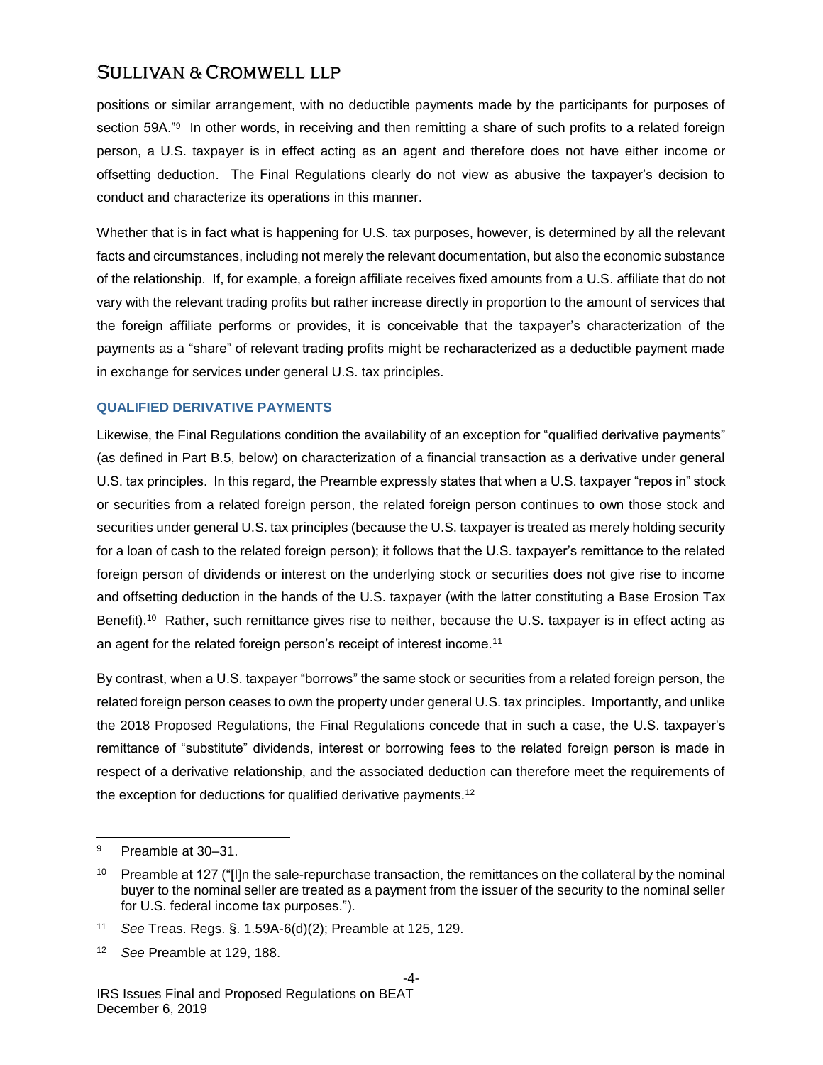positions or similar arrangement, with no deductible payments made by the participants for purposes of section 59A."[9] In other words, in receiving and then remitting a share of such profits to a related foreign person, a U.S. taxpayer is in effect acting as an agent and therefore does not have either income or offsetting deduction. The Final Regulations clearly do not view as abusive the taxpayer's decision to conduct and characterize its operations in this manner.

Whether that is in fact what is happening for U.S. tax purposes, however, is determined by all the relevant facts and circumstances, including not merely the relevant documentation, but also the economic substance of the relationship. If, for example, a foreign affiliate receives fixed amounts from a U.S. affiliate that do not vary with the relevant trading profits but rather increase directly in proportion to the amount of services that the foreign affiliate performs or provides, it is conceivable that the taxpayer's characterization of the payments as a "share" of relevant trading profits might be recharacterized as a deductible payment made in exchange for services under general U.S. tax principles.

### QUALIFIED DERIVATIVE PAYMENTS

Likewise, the Final Regulations condition the availability of an exception for "qualified derivative payments" (as defined in Part B.5, below) on characterization of a financial transaction as a derivative under general U.S. tax principles. In this regard, the Preamble expressly states that when a U.S. taxpayer "repos in" stock or securities from a related foreign person, the related foreign person continues to own those stock and securities under general U.S. tax principles (because the U.S. taxpayer is treated as merely holding security for a loan of cash to the related foreign person); it follows that the U.S. taxpayer's remittance to the related foreign person of dividends or interest on the underlying stock or securities does not give rise to income and offsetting deduction in the hands of the U.S. taxpayer (with the latter constituting a Base Erosion Tax Benefit).[10] Rather, such remittance gives rise to neither, because the U.S. taxpayer is in effect acting as an agent for the related foreign person's receipt of interest income.[11]

By contrast, when a U.S. taxpayer "borrows" the same stock or securities from a related foreign person, the related foreign person ceases to own the property under general U.S. tax principles. Importantly, and unlike the 2018 Proposed Regulations, the Final Regulations concede that in such a case, the U.S. taxpayer's remittance of "substitute" dividends, interest or borrowing fees to the related foreign person is made in respect of a derivative relationship, and the associated deduction can therefore meet the requirements of the exception for deductions for qualified derivative payments.[12]

---

[9] Preamble at 30–31.

[10] Preamble at 127 ("[I]n the sale-repurchase transaction, the remittances on the collateral by the nominal buyer to the nominal seller are treated as a payment from the issuer of the security to the nominal seller for U.S. federal income tax purposes.").

[11] *See* Treas. Regs. §. 1.59A-6(d)(2); Preamble at 125, 129.

[12] *See* Preamble at 129, 188.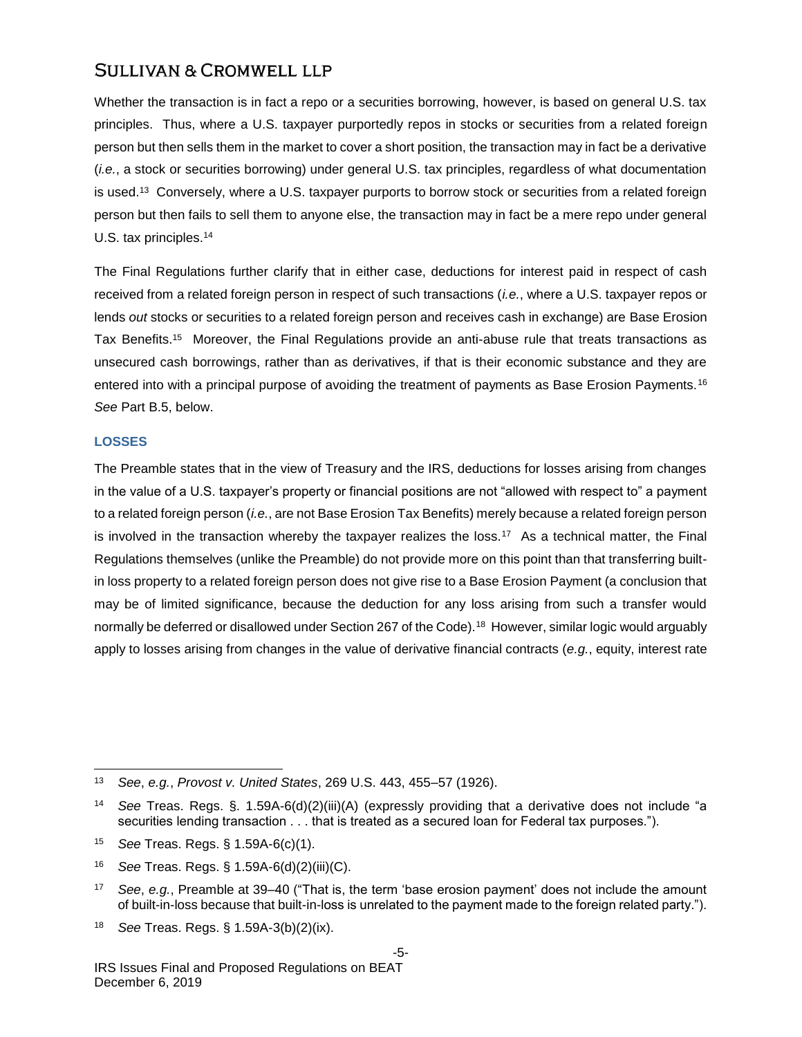Whether the transaction is in fact a repo or a securities borrowing, however, is based on general U.S. tax principles. Thus, where a U.S. taxpayer purportedly repos in stocks or securities from a related foreign person but then sells them in the market to cover a short position, the transaction may in fact be a derivative (*i.e.*, a stock or securities borrowing) under general U.S. tax principles, regardless of what documentation is used.[13] Conversely, where a U.S. taxpayer purports to borrow stock or securities from a related foreign person but then fails to sell them to anyone else, the transaction may in fact be a mere repo under general U.S. tax principles.[14]

The Final Regulations further clarify that in either case, deductions for interest paid in respect of cash received from a related foreign person in respect of such transactions (*i.e.*, where a U.S. taxpayer repos or lends *out* stocks or securities to a related foreign person and receives cash in exchange) are Base Erosion Tax Benefits.[15] Moreover, the Final Regulations provide an anti-abuse rule that treats transactions as unsecured cash borrowings, rather than as derivatives, if that is their economic substance and they are entered into with a principal purpose of avoiding the treatment of payments as Base Erosion Payments.[16] *See* Part B.5, below.

### LOSSES

The Preamble states that in the view of Treasury and the IRS, deductions for losses arising from changes in the value of a U.S. taxpayer's property or financial positions are not "allowed with respect to" a payment to a related foreign person (*i.e.*, are not Base Erosion Tax Benefits) merely because a related foreign person is involved in the transaction whereby the taxpayer realizes the loss.[17] As a technical matter, the Final Regulations themselves (unlike the Preamble) do not provide more on this point than that transferring built-in loss property to a related foreign person does not give rise to a Base Erosion Payment (a conclusion that may be of limited significance, because the deduction for any loss arising from such a transfer would normally be deferred or disallowed under Section 267 of the Code).[18] However, similar logic would arguably apply to losses arising from changes in the value of derivative financial contracts (*e.g.*, equity, interest rate

---

[13] *See*, *e.g.*, *Provost v. United States*, 269 U.S. 443, 455–57 (1926).

[14] *See* Treas. Regs. §. 1.59A-6(d)(2)(iii)(A) (expressly providing that a derivative does not include "a securities lending transaction . . . that is treated as a secured loan for Federal tax purposes.").

[15] *See* Treas. Regs. § 1.59A-6(c)(1).

[16] *See* Treas. Regs. § 1.59A-6(d)(2)(iii)(C).

[17] *See*, *e.g.*, Preamble at 39–40 ("That is, the term 'base erosion payment' does not include the amount of built-in-loss because that built-in-loss is unrelated to the payment made to the foreign related party.").

[18] *See* Treas. Regs. § 1.59A-3(b)(2)(ix).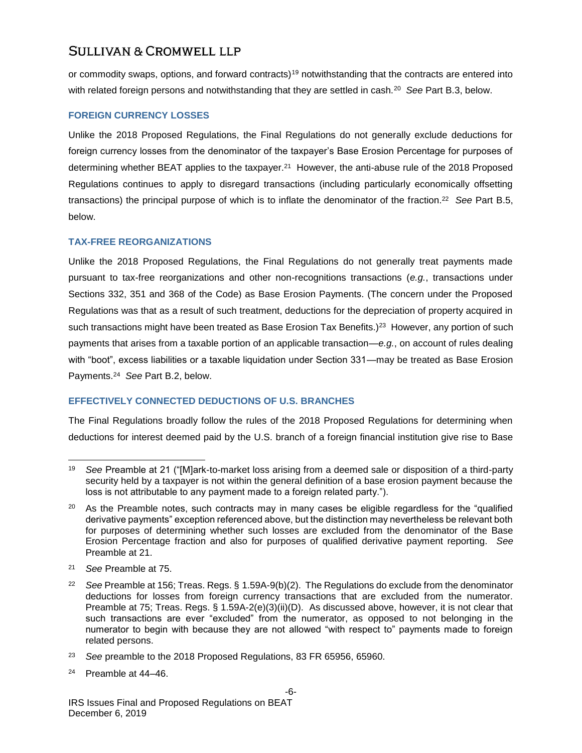or commodity swaps, options, and forward contracts)[19] notwithstanding that the contracts are entered into with related foreign persons and notwithstanding that they are settled in cash.[20] *See* Part B.3, below.

### FOREIGN CURRENCY LOSSES

Unlike the 2018 Proposed Regulations, the Final Regulations do not generally exclude deductions for foreign currency losses from the denominator of the taxpayer's Base Erosion Percentage for purposes of determining whether BEAT applies to the taxpayer.[21] However, the anti-abuse rule of the 2018 Proposed Regulations continues to apply to disregard transactions (including particularly economically offsetting transactions) the principal purpose of which is to inflate the denominator of the fraction.[22] *See* Part B.5, below.

### TAX-FREE REORGANIZATIONS

Unlike the 2018 Proposed Regulations, the Final Regulations do not generally treat payments made pursuant to tax-free reorganizations and other non-recognitions transactions (*e.g.*, transactions under Sections 332, 351 and 368 of the Code) as Base Erosion Payments. (The concern under the Proposed Regulations was that as a result of such treatment, deductions for the depreciation of property acquired in such transactions might have been treated as Base Erosion Tax Benefits.)[23] However, any portion of such payments that arises from a taxable portion of an applicable transaction—*e.g.*, on account of rules dealing with "boot", excess liabilities or a taxable liquidation under Section 331—may be treated as Base Erosion Payments.[24] *See* Part B.2, below.

### EFFECTIVELY CONNECTED DEDUCTIONS OF U.S. BRANCHES

The Final Regulations broadly follow the rules of the 2018 Proposed Regulations for determining when deductions for interest deemed paid by the U.S. branch of a foreign financial institution give rise to Base

---

[19] *See* Preamble at 21 ("[M]ark-to-market loss arising from a deemed sale or disposition of a third-party security held by a taxpayer is not within the general definition of a base erosion payment because the loss is not attributable to any payment made to a foreign related party.").

[20] As the Preamble notes, such contracts may in many cases be eligible regardless for the "qualified derivative payments" exception referenced above, but the distinction may nevertheless be relevant both for purposes of determining whether such losses are excluded from the denominator of the Base Erosion Percentage fraction and also for purposes of qualified derivative payment reporting. *See* Preamble at 21.

[21] *See* Preamble at 75.

[22] *See* Preamble at 156; Treas. Regs. § 1.59A-9(b)(2). The Regulations do exclude from the denominator deductions for losses from foreign currency transactions that are excluded from the numerator. Preamble at 75; Treas. Regs. § 1.59A-2(e)(3)(ii)(D). As discussed above, however, it is not clear that such transactions are ever "excluded" from the numerator, as opposed to not belonging in the numerator to begin with because they are not allowed "with respect to" payments made to foreign related persons.

[23] *See* preamble to the 2018 Proposed Regulations, 83 FR 65956, 65960.

[24] Preamble at 44–46.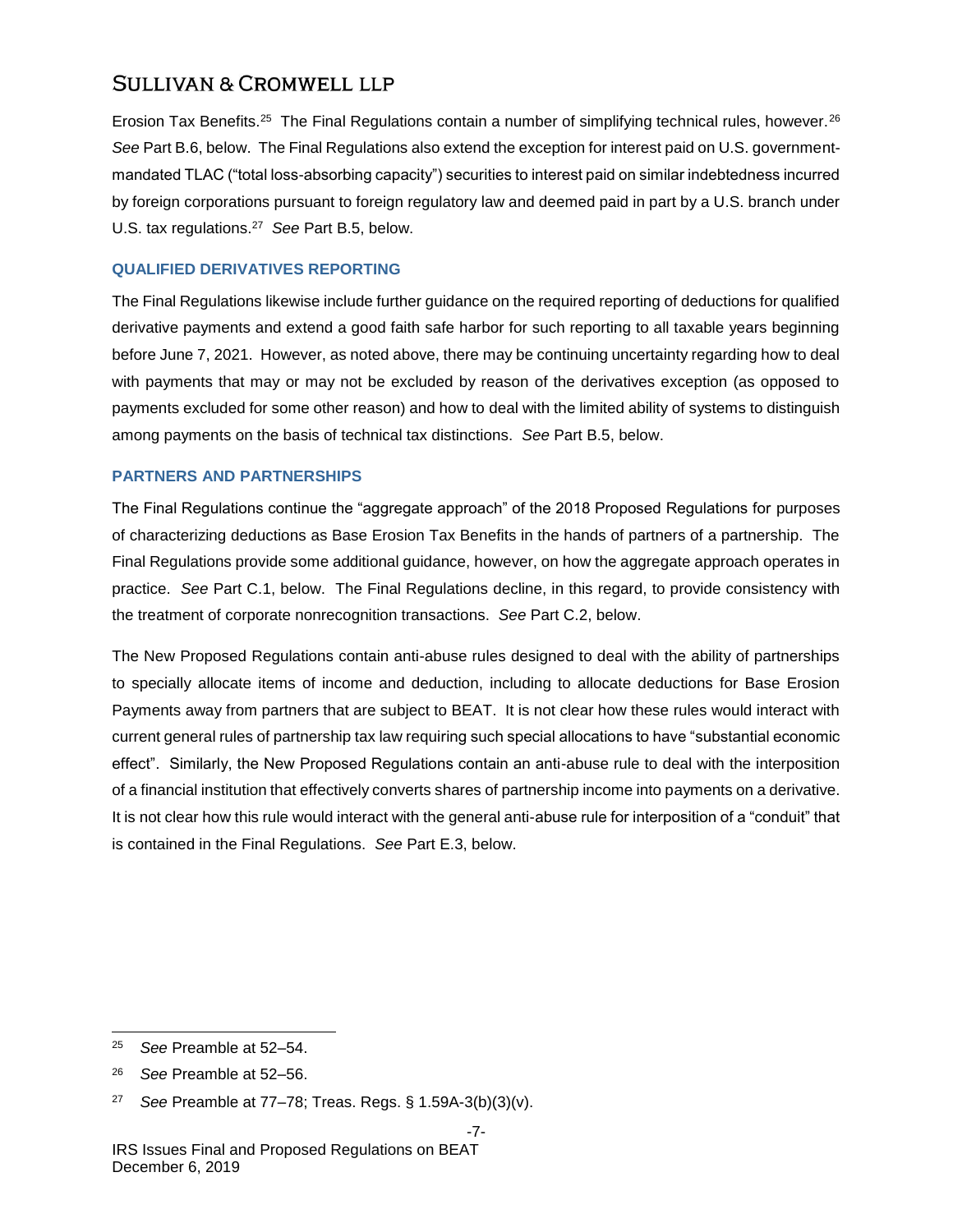Erosion Tax Benefits.[25] The Final Regulations contain a number of simplifying technical rules, however.[26] *See* Part B.6, below. The Final Regulations also extend the exception for interest paid on U.S. government-mandated TLAC ("total loss-absorbing capacity") securities to interest paid on similar indebtedness incurred by foreign corporations pursuant to foreign regulatory law and deemed paid in part by a U.S. branch under U.S. tax regulations.[27] *See* Part B.5, below.

### QUALIFIED DERIVATIVES REPORTING

The Final Regulations likewise include further guidance on the required reporting of deductions for qualified derivative payments and extend a good faith safe harbor for such reporting to all taxable years beginning before June 7, 2021. However, as noted above, there may be continuing uncertainty regarding how to deal with payments that may or may not be excluded by reason of the derivatives exception (as opposed to payments excluded for some other reason) and how to deal with the limited ability of systems to distinguish among payments on the basis of technical tax distinctions. *See* Part B.5, below.

### PARTNERS AND PARTNERSHIPS

The Final Regulations continue the "aggregate approach" of the 2018 Proposed Regulations for purposes of characterizing deductions as Base Erosion Tax Benefits in the hands of partners of a partnership. The Final Regulations provide some additional guidance, however, on how the aggregate approach operates in practice. *See* Part C.1, below. The Final Regulations decline, in this regard, to provide consistency with the treatment of corporate nonrecognition transactions. *See* Part C.2, below.

The New Proposed Regulations contain anti-abuse rules designed to deal with the ability of partnerships to specially allocate items of income and deduction, including to allocate deductions for Base Erosion Payments away from partners that are subject to BEAT. It is not clear how these rules would interact with current general rules of partnership tax law requiring such special allocations to have "substantial economic effect". Similarly, the New Proposed Regulations contain an anti-abuse rule to deal with the interposition of a financial institution that effectively converts shares of partnership income into payments on a derivative. It is not clear how this rule would interact with the general anti-abuse rule for interposition of a "conduit" that is contained in the Final Regulations. *See* Part E.3, below.

---

[25] *See* Preamble at 52–54.

[26] *See* Preamble at 52–56.

[27] *See* Preamble at 77–78; Treas. Regs. § 1.59A-3(b)(3)(v).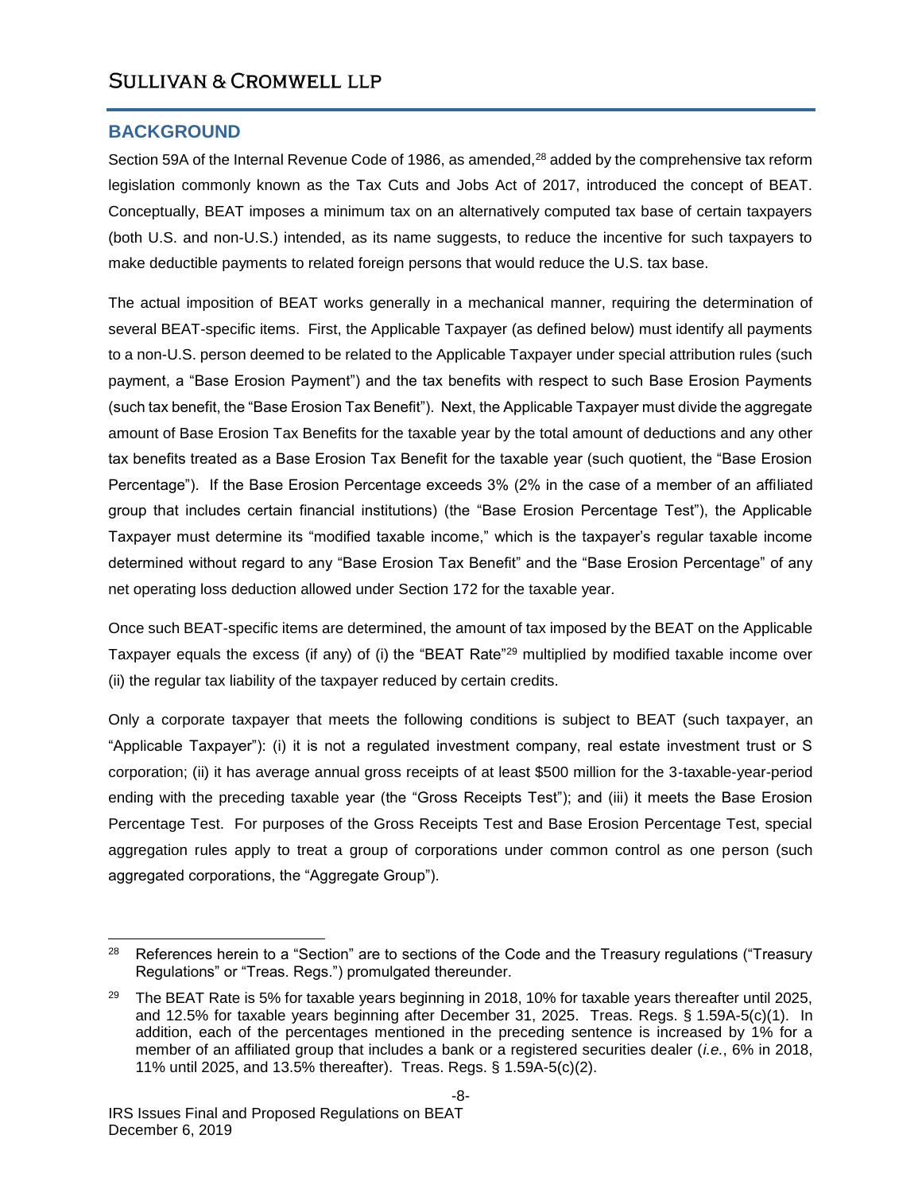## BACKGROUND

Section 59A of the Internal Revenue Code of 1986, as amended,[28] added by the comprehensive tax reform legislation commonly known as the Tax Cuts and Jobs Act of 2017, introduced the concept of BEAT. Conceptually, BEAT imposes a minimum tax on an alternatively computed tax base of certain taxpayers (both U.S. and non-U.S.) intended, as its name suggests, to reduce the incentive for such taxpayers to make deductible payments to related foreign persons that would reduce the U.S. tax base.

The actual imposition of BEAT works generally in a mechanical manner, requiring the determination of several BEAT-specific items. First, the Applicable Taxpayer (as defined below) must identify all payments to a non-U.S. person deemed to be related to the Applicable Taxpayer under special attribution rules (such payment, a "Base Erosion Payment") and the tax benefits with respect to such Base Erosion Payments (such tax benefit, the "Base Erosion Tax Benefit"). Next, the Applicable Taxpayer must divide the aggregate amount of Base Erosion Tax Benefits for the taxable year by the total amount of deductions and any other tax benefits treated as a Base Erosion Tax Benefit for the taxable year (such quotient, the "Base Erosion Percentage"). If the Base Erosion Percentage exceeds 3% (2% in the case of a member of an affiliated group that includes certain financial institutions) (the "Base Erosion Percentage Test"), the Applicable Taxpayer must determine its "modified taxable income," which is the taxpayer's regular taxable income determined without regard to any "Base Erosion Tax Benefit" and the "Base Erosion Percentage" of any net operating loss deduction allowed under Section 172 for the taxable year.

Once such BEAT-specific items are determined, the amount of tax imposed by the BEAT on the Applicable Taxpayer equals the excess (if any) of (i) the "BEAT Rate"[29] multiplied by modified taxable income over (ii) the regular tax liability of the taxpayer reduced by certain credits.

Only a corporate taxpayer that meets the following conditions is subject to BEAT (such taxpayer, an "Applicable Taxpayer"): (i) it is not a regulated investment company, real estate investment trust or S corporation; (ii) it has average annual gross receipts of at least $500 million for the 3-taxable-year-period ending with the preceding taxable year (the "Gross Receipts Test"); and (iii) it meets the Base Erosion Percentage Test. For purposes of the Gross Receipts Test and Base Erosion Percentage Test, special aggregation rules apply to treat a group of corporations under common control as one person (such aggregated corporations, the "Aggregate Group").

---

[28] References herein to a "Section" are to sections of the Code and the Treasury regulations ("Treasury Regulations" or "Treas. Regs.") promulgated thereunder.

[29] The BEAT Rate is 5% for taxable years beginning in 2018, 10% for taxable years thereafter until 2025, and 12.5% for taxable years beginning after December 31, 2025. Treas. Regs. § 1.59A-5(c)(1). In addition, each of the percentages mentioned in the preceding sentence is increased by 1% for a member of an affiliated group that includes a bank or a registered securities dealer (*i.e.*, 6% in 2018, 11% until 2025, and 13.5% thereafter). Treas. Regs. § 1.59A-5(c)(2).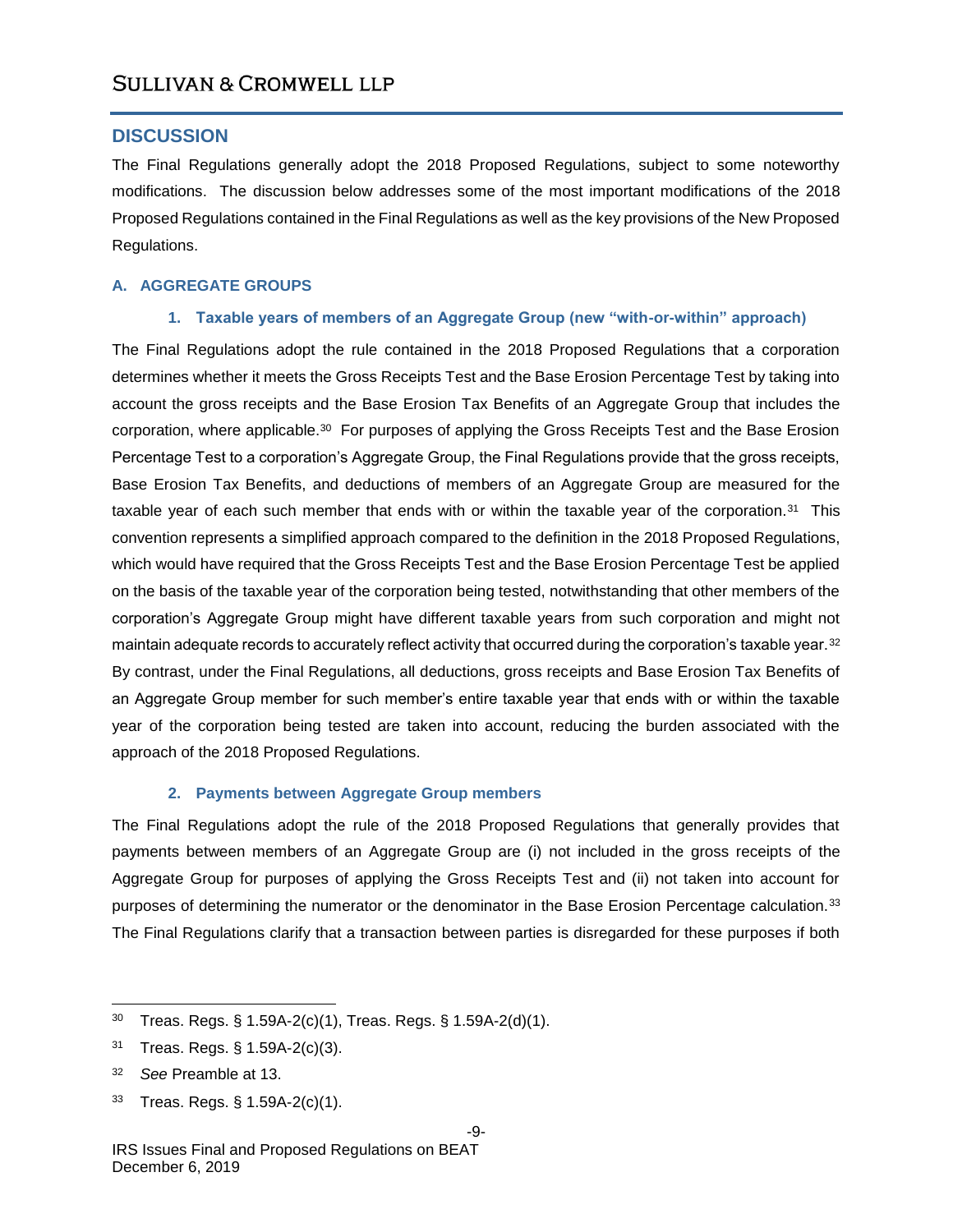## DISCUSSION

The Final Regulations generally adopt the 2018 Proposed Regulations, subject to some noteworthy modifications. The discussion below addresses some of the most important modifications of the 2018 Proposed Regulations contained in the Final Regulations as well as the key provisions of the New Proposed Regulations.

### A. AGGREGATE GROUPS

#### 1. Taxable years of members of an Aggregate Group (new "with-or-within" approach)

The Final Regulations adopt the rule contained in the 2018 Proposed Regulations that a corporation determines whether it meets the Gross Receipts Test and the Base Erosion Percentage Test by taking into account the gross receipts and the Base Erosion Tax Benefits of an Aggregate Group that includes the corporation, where applicable.[30] For purposes of applying the Gross Receipts Test and the Base Erosion Percentage Test to a corporation's Aggregate Group, the Final Regulations provide that the gross receipts, Base Erosion Tax Benefits, and deductions of members of an Aggregate Group are measured for the taxable year of each such member that ends with or within the taxable year of the corporation.[31] This convention represents a simplified approach compared to the definition in the 2018 Proposed Regulations, which would have required that the Gross Receipts Test and the Base Erosion Percentage Test be applied on the basis of the taxable year of the corporation being tested, notwithstanding that other members of the corporation's Aggregate Group might have different taxable years from such corporation and might not maintain adequate records to accurately reflect activity that occurred during the corporation's taxable year.[32] By contrast, under the Final Regulations, all deductions, gross receipts and Base Erosion Tax Benefits of an Aggregate Group member for such member's entire taxable year that ends with or within the taxable year of the corporation being tested are taken into account, reducing the burden associated with the approach of the 2018 Proposed Regulations.

#### 2. Payments between Aggregate Group members

The Final Regulations adopt the rule of the 2018 Proposed Regulations that generally provides that payments between members of an Aggregate Group are (i) not included in the gross receipts of the Aggregate Group for purposes of applying the Gross Receipts Test and (ii) not taken into account for purposes of determining the numerator or the denominator in the Base Erosion Percentage calculation.[33] The Final Regulations clarify that a transaction between parties is disregarded for these purposes if both

---

[30] Treas. Regs. § 1.59A-2(c)(1), Treas. Regs. § 1.59A-2(d)(1).

[31] Treas. Regs. § 1.59A-2(c)(3).

[32] *See* Preamble at 13.

[33] Treas. Regs. § 1.59A-2(c)(1).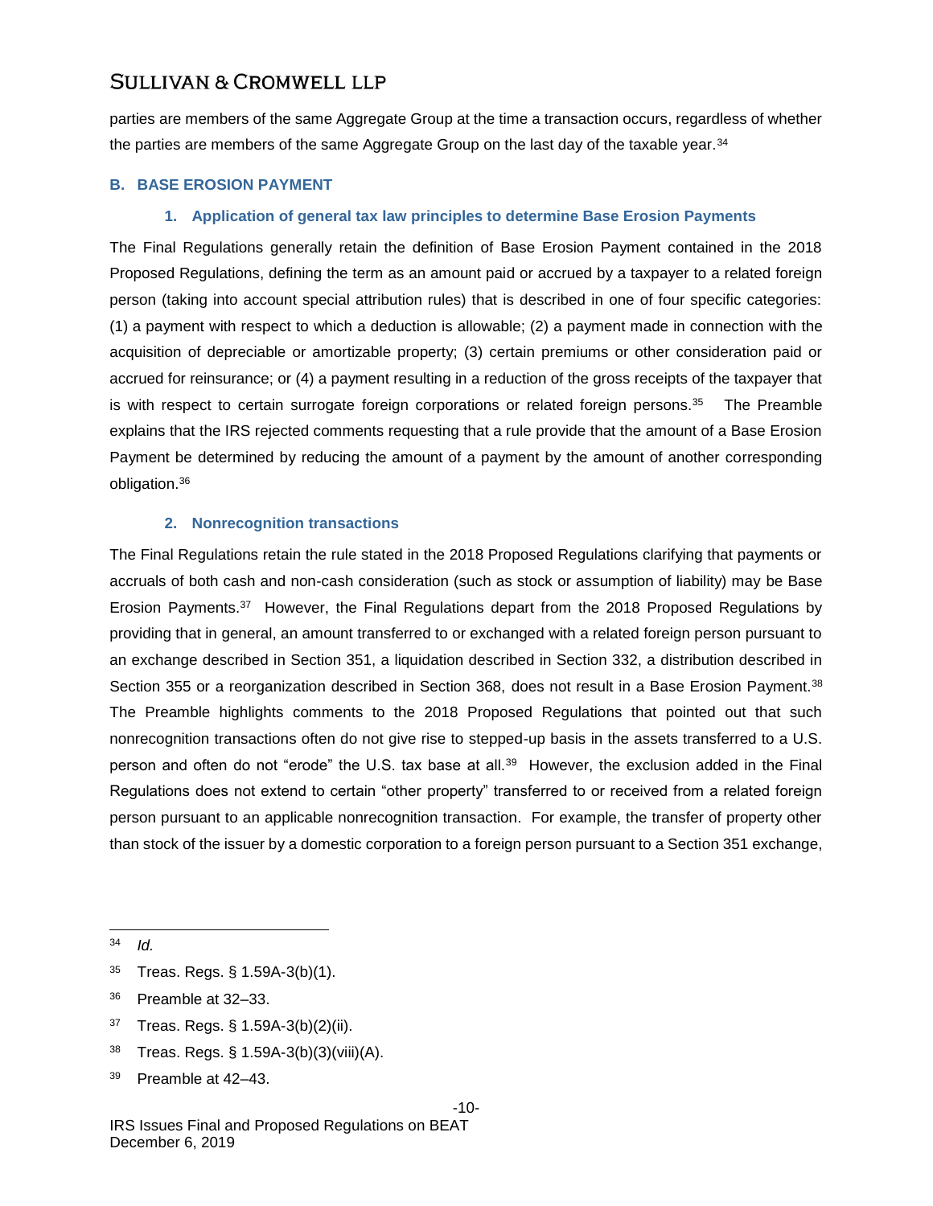parties are members of the same Aggregate Group at the time a transaction occurs, regardless of whether the parties are members of the same Aggregate Group on the last day of the taxable year.[34]

### B. BASE EROSION PAYMENT

#### 1. Application of general tax law principles to determine Base Erosion Payments

The Final Regulations generally retain the definition of Base Erosion Payment contained in the 2018 Proposed Regulations, defining the term as an amount paid or accrued by a taxpayer to a related foreign person (taking into account special attribution rules) that is described in one of four specific categories: (1) a payment with respect to which a deduction is allowable; (2) a payment made in connection with the acquisition of depreciable or amortizable property; (3) certain premiums or other consideration paid or accrued for reinsurance; or (4) a payment resulting in a reduction of the gross receipts of the taxpayer that is with respect to certain surrogate foreign corporations or related foreign persons.[35] The Preamble explains that the IRS rejected comments requesting that a rule provide that the amount of a Base Erosion Payment be determined by reducing the amount of a payment by the amount of another corresponding obligation.[36]

#### 2. Nonrecognition transactions

The Final Regulations retain the rule stated in the 2018 Proposed Regulations clarifying that payments or accruals of both cash and non-cash consideration (such as stock or assumption of liability) may be Base Erosion Payments.[37] However, the Final Regulations depart from the 2018 Proposed Regulations by providing that in general, an amount transferred to or exchanged with a related foreign person pursuant to an exchange described in Section 351, a liquidation described in Section 332, a distribution described in Section 355 or a reorganization described in Section 368, does not result in a Base Erosion Payment.[38] The Preamble highlights comments to the 2018 Proposed Regulations that pointed out that such nonrecognition transactions often do not give rise to stepped-up basis in the assets transferred to a U.S. person and often do not "erode" the U.S. tax base at all.[39] However, the exclusion added in the Final Regulations does not extend to certain "other property" transferred to or received from a related foreign person pursuant to an applicable nonrecognition transaction. For example, the transfer of property other than stock of the issuer by a domestic corporation to a foreign person pursuant to a Section 351 exchange,

---

[34] *Id.*

[35] Treas. Regs. § 1.59A-3(b)(1).

[36] Preamble at 32–33.

[37] Treas. Regs. § 1.59A-3(b)(2)(ii).

[38] Treas. Regs. § 1.59A-3(b)(3)(viii)(A).

[39] Preamble at 42–43.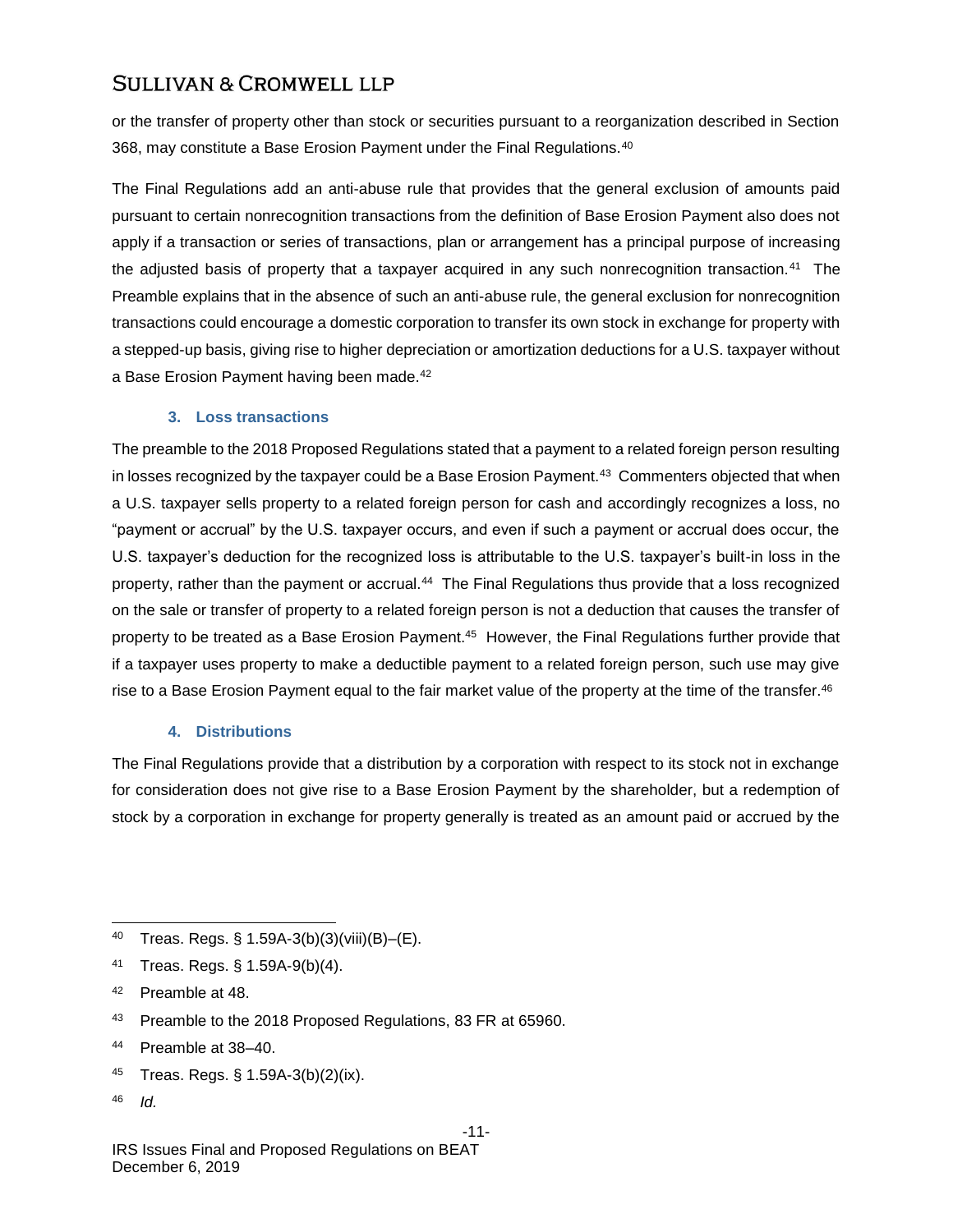or the transfer of property other than stock or securities pursuant to a reorganization described in Section 368, may constitute a Base Erosion Payment under the Final Regulations.[40]

The Final Regulations add an anti-abuse rule that provides that the general exclusion of amounts paid pursuant to certain nonrecognition transactions from the definition of Base Erosion Payment also does not apply if a transaction or series of transactions, plan or arrangement has a principal purpose of increasing the adjusted basis of property that a taxpayer acquired in any such nonrecognition transaction.[41] The Preamble explains that in the absence of such an anti-abuse rule, the general exclusion for nonrecognition transactions could encourage a domestic corporation to transfer its own stock in exchange for property with a stepped-up basis, giving rise to higher depreciation or amortization deductions for a U.S. taxpayer without a Base Erosion Payment having been made.[42]

#### 3. Loss transactions

The preamble to the 2018 Proposed Regulations stated that a payment to a related foreign person resulting in losses recognized by the taxpayer could be a Base Erosion Payment.[43] Commenters objected that when a U.S. taxpayer sells property to a related foreign person for cash and accordingly recognizes a loss, no "payment or accrual" by the U.S. taxpayer occurs, and even if such a payment or accrual does occur, the U.S. taxpayer's deduction for the recognized loss is attributable to the U.S. taxpayer's built-in loss in the property, rather than the payment or accrual.[44] The Final Regulations thus provide that a loss recognized on the sale or transfer of property to a related foreign person is not a deduction that causes the transfer of property to be treated as a Base Erosion Payment.[45] However, the Final Regulations further provide that if a taxpayer uses property to make a deductible payment to a related foreign person, such use may give rise to a Base Erosion Payment equal to the fair market value of the property at the time of the transfer.[46]

#### 4. Distributions

The Final Regulations provide that a distribution by a corporation with respect to its stock not in exchange for consideration does not give rise to a Base Erosion Payment by the shareholder, but a redemption of stock by a corporation in exchange for property generally is treated as an amount paid or accrued by the

---

[40] Treas. Regs. § 1.59A-3(b)(3)(viii)(B)–(E).

[41] Treas. Regs. § 1.59A-9(b)(4).

[42] Preamble at 48.

[43] Preamble to the 2018 Proposed Regulations, 83 FR at 65960.

[44] Preamble at 38–40.

[45] Treas. Regs. § 1.59A-3(b)(2)(ix).

[46] *Id.*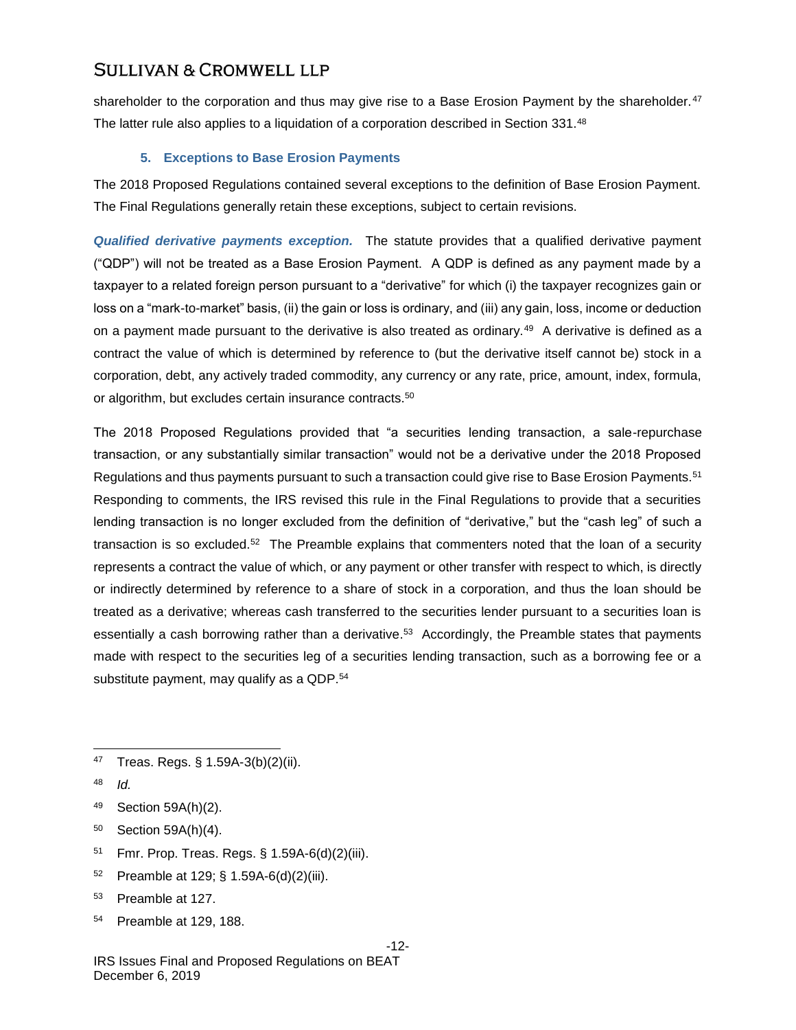shareholder to the corporation and thus may give rise to a Base Erosion Payment by the shareholder.[47] The latter rule also applies to a liquidation of a corporation described in Section 331.[48]

### 5. Exceptions to Base Erosion Payments

The 2018 Proposed Regulations contained several exceptions to the definition of Base Erosion Payment. The Final Regulations generally retain these exceptions, subject to certain revisions.

***Qualified derivative payments exception.*** The statute provides that a qualified derivative payment ("QDP") will not be treated as a Base Erosion Payment. A QDP is defined as any payment made by a taxpayer to a related foreign person pursuant to a "derivative" for which (i) the taxpayer recognizes gain or loss on a "mark-to-market" basis, (ii) the gain or loss is ordinary, and (iii) any gain, loss, income or deduction on a payment made pursuant to the derivative is also treated as ordinary.[49] A derivative is defined as a contract the value of which is determined by reference to (but the derivative itself cannot be) stock in a corporation, debt, any actively traded commodity, any currency or any rate, price, amount, index, formula, or algorithm, but excludes certain insurance contracts.[50]

The 2018 Proposed Regulations provided that "a securities lending transaction, a sale-repurchase transaction, or any substantially similar transaction" would not be a derivative under the 2018 Proposed Regulations and thus payments pursuant to such a transaction could give rise to Base Erosion Payments.[51] Responding to comments, the IRS revised this rule in the Final Regulations to provide that a securities lending transaction is no longer excluded from the definition of "derivative," but the "cash leg" of such a transaction is so excluded.[52] The Preamble explains that commenters noted that the loan of a security represents a contract the value of which, or any payment or other transfer with respect to which, is directly or indirectly determined by reference to a share of stock in a corporation, and thus the loan should be treated as a derivative; whereas cash transferred to the securities lender pursuant to a securities loan is essentially a cash borrowing rather than a derivative.[53] Accordingly, the Preamble states that payments made with respect to the securities leg of a securities lending transaction, such as a borrowing fee or a substitute payment, may qualify as a QDP.[54]

---

[47] Treas. Regs. § 1.59A-3(b)(2)(ii).

[48] *Id.*

[49] Section 59A(h)(2).

[50] Section 59A(h)(4).

[51] Fmr. Prop. Treas. Regs. § 1.59A-6(d)(2)(iii).

[52] Preamble at 129; § 1.59A-6(d)(2)(iii).

[53] Preamble at 127.

[54] Preamble at 129, 188.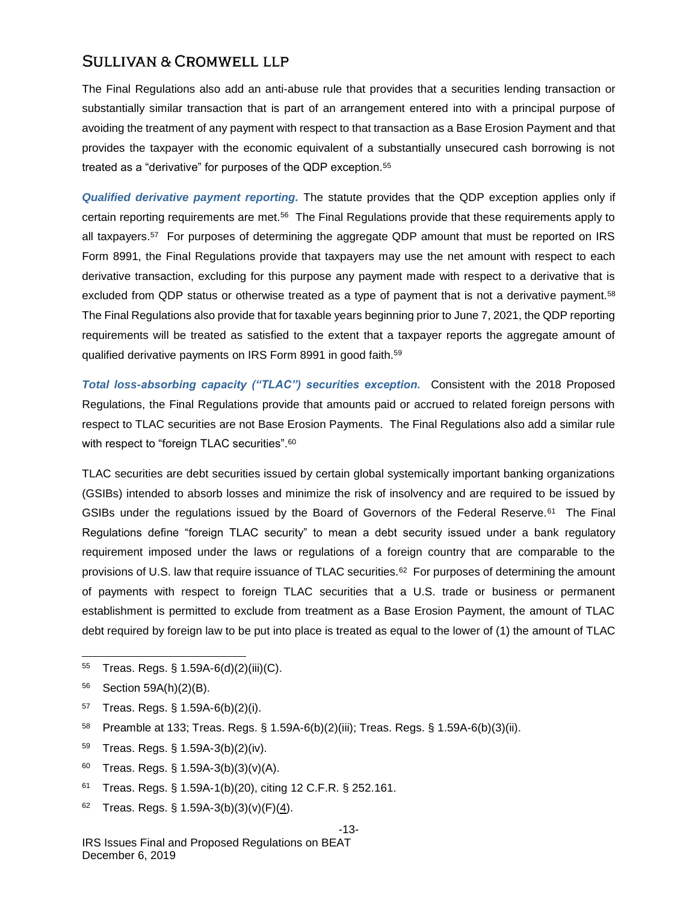The Final Regulations also add an anti-abuse rule that provides that a securities lending transaction or substantially similar transaction that is part of an arrangement entered into with a principal purpose of avoiding the treatment of any payment with respect to that transaction as a Base Erosion Payment and that provides the taxpayer with the economic equivalent of a substantially unsecured cash borrowing is not treated as a "derivative" for purposes of the QDP exception.[55]

***Qualified derivative payment reporting.*** The statute provides that the QDP exception applies only if certain reporting requirements are met.[56] The Final Regulations provide that these requirements apply to all taxpayers.[57] For purposes of determining the aggregate QDP amount that must be reported on IRS Form 8991, the Final Regulations provide that taxpayers may use the net amount with respect to each derivative transaction, excluding for this purpose any payment made with respect to a derivative that is excluded from QDP status or otherwise treated as a type of payment that is not a derivative payment.[58] The Final Regulations also provide that for taxable years beginning prior to June 7, 2021, the QDP reporting requirements will be treated as satisfied to the extent that a taxpayer reports the aggregate amount of qualified derivative payments on IRS Form 8991 in good faith.[59]

***Total loss-absorbing capacity ("TLAC") securities exception.*** Consistent with the 2018 Proposed Regulations, the Final Regulations provide that amounts paid or accrued to related foreign persons with respect to TLAC securities are not Base Erosion Payments. The Final Regulations also add a similar rule with respect to "foreign TLAC securities".[60]

TLAC securities are debt securities issued by certain global systemically important banking organizations (GSIBs) intended to absorb losses and minimize the risk of insolvency and are required to be issued by GSIBs under the regulations issued by the Board of Governors of the Federal Reserve.[61] The Final Regulations define "foreign TLAC security" to mean a debt security issued under a bank regulatory requirement imposed under the laws or regulations of a foreign country that are comparable to the provisions of U.S. law that require issuance of TLAC securities.[62] For purposes of determining the amount of payments with respect to foreign TLAC securities that a U.S. trade or business or permanent establishment is permitted to exclude from treatment as a Base Erosion Payment, the amount of TLAC debt required by foreign law to be put into place is treated as equal to the lower of (1) the amount of TLAC

---

[55] Treas. Regs. § 1.59A-6(d)(2)(iii)(C).

[56] Section 59A(h)(2)(B).

[57] Treas. Regs. § 1.59A-6(b)(2)(i).

[58] Preamble at 133; Treas. Regs. § 1.59A-6(b)(2)(iii); Treas. Regs. § 1.59A-6(b)(3)(ii).

[59] Treas. Regs. § 1.59A-3(b)(2)(iv).

[60] Treas. Regs. § 1.59A-3(b)(3)(v)(A).

[61] Treas. Regs. § 1.59A-1(b)(20), citing 12 C.F.R. § 252.161.

[62] Treas. Regs. § 1.59A-3(b)(3)(v)(F)(4).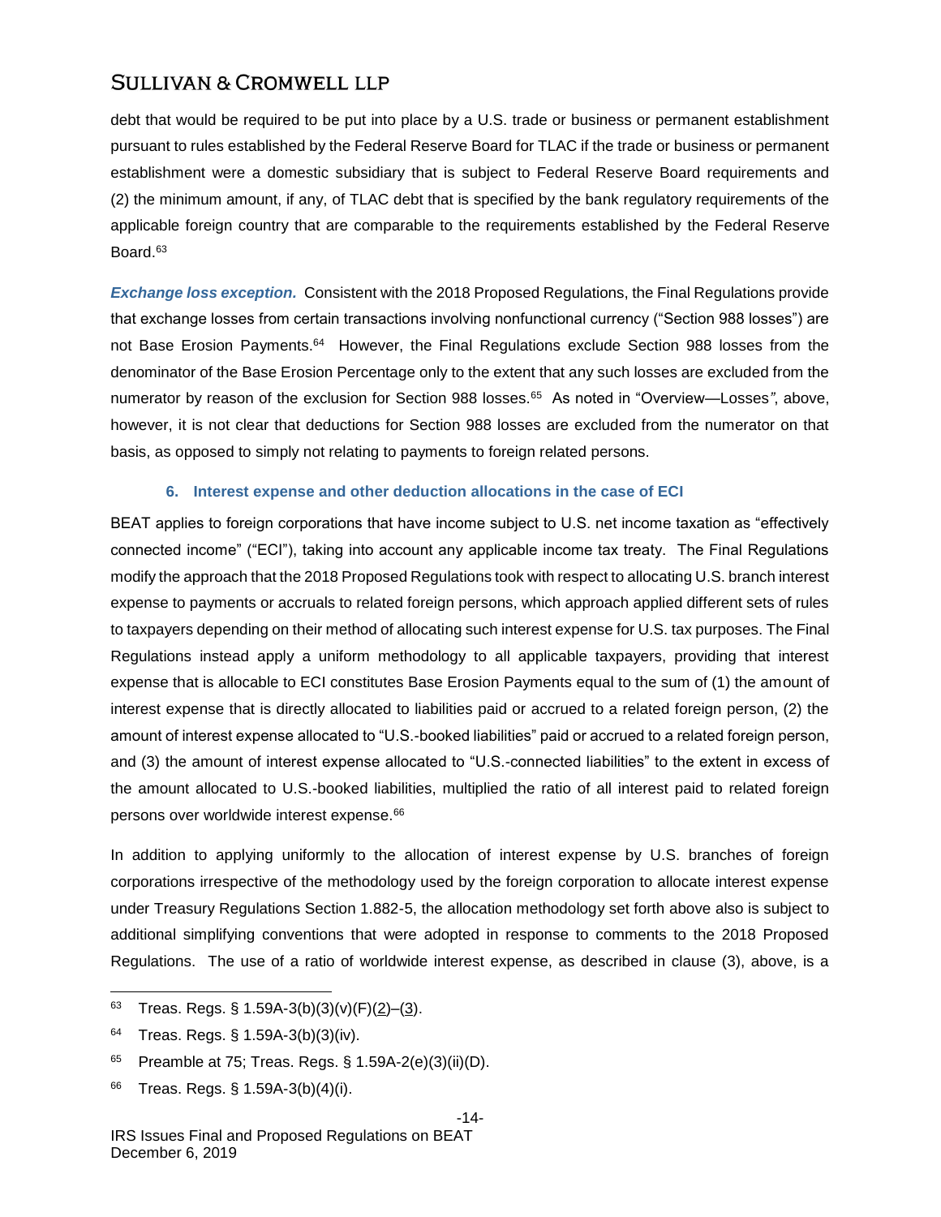debt that would be required to be put into place by a U.S. trade or business or permanent establishment pursuant to rules established by the Federal Reserve Board for TLAC if the trade or business or permanent establishment were a domestic subsidiary that is subject to Federal Reserve Board requirements and (2) the minimum amount, if any, of TLAC debt that is specified by the bank regulatory requirements of the applicable foreign country that are comparable to the requirements established by the Federal Reserve Board.[63]

***Exchange loss exception.*** Consistent with the 2018 Proposed Regulations, the Final Regulations provide that exchange losses from certain transactions involving nonfunctional currency ("Section 988 losses") are not Base Erosion Payments.[64] However, the Final Regulations exclude Section 988 losses from the denominator of the Base Erosion Percentage only to the extent that any such losses are excluded from the numerator by reason of the exclusion for Section 988 losses.[65] As noted in "Overview—Losses", above, however, it is not clear that deductions for Section 988 losses are excluded from the numerator on that basis, as opposed to simply not relating to payments to foreign related persons.

#### 6. Interest expense and other deduction allocations in the case of ECI

BEAT applies to foreign corporations that have income subject to U.S. net income taxation as "effectively connected income" ("ECI"), taking into account any applicable income tax treaty. The Final Regulations modify the approach that the 2018 Proposed Regulations took with respect to allocating U.S. branch interest expense to payments or accruals to related foreign persons, which approach applied different sets of rules to taxpayers depending on their method of allocating such interest expense for U.S. tax purposes. The Final Regulations instead apply a uniform methodology to all applicable taxpayers, providing that interest expense that is allocable to ECI constitutes Base Erosion Payments equal to the sum of (1) the amount of interest expense that is directly allocated to liabilities paid or accrued to a related foreign person, (2) the amount of interest expense allocated to "U.S.-booked liabilities" paid or accrued to a related foreign person, and (3) the amount of interest expense allocated to "U.S.-connected liabilities" to the extent in excess of the amount allocated to U.S.-booked liabilities, multiplied the ratio of all interest paid to related foreign persons over worldwide interest expense.[66]

In addition to applying uniformly to the allocation of interest expense by U.S. branches of foreign corporations irrespective of the methodology used by the foreign corporation to allocate interest expense under Treasury Regulations Section 1.882-5, the allocation methodology set forth above also is subject to additional simplifying conventions that were adopted in response to comments to the 2018 Proposed Regulations. The use of a ratio of worldwide interest expense, as described in clause (3), above, is a

---

[63] Treas. Regs. § 1.59A-3(b)(3)(v)(F)(2)–(3).

[64] Treas. Regs. § 1.59A-3(b)(3)(iv).

[65] Preamble at 75; Treas. Regs. § 1.59A-2(e)(3)(ii)(D).

[66] Treas. Regs. § 1.59A-3(b)(4)(i).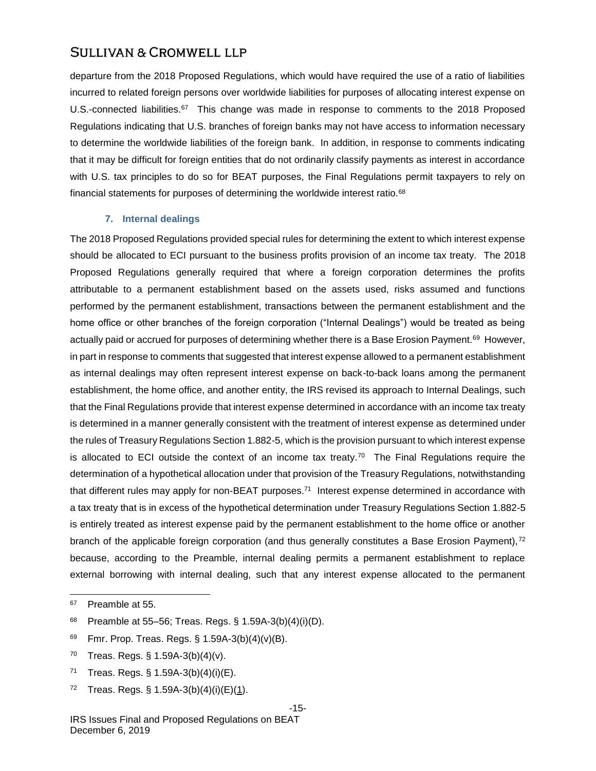departure from the 2018 Proposed Regulations, which would have required the use of a ratio of liabilities incurred to related foreign persons over worldwide liabilities for purposes of allocating interest expense on U.S.-connected liabilities.[67] This change was made in response to comments to the 2018 Proposed Regulations indicating that U.S. branches of foreign banks may not have access to information necessary to determine the worldwide liabilities of the foreign bank. In addition, in response to comments indicating that it may be difficult for foreign entities that do not ordinarily classify payments as interest in accordance with U.S. tax principles to do so for BEAT purposes, the Final Regulations permit taxpayers to rely on financial statements for purposes of determining the worldwide interest ratio.[68]

#### 7. Internal dealings

The 2018 Proposed Regulations provided special rules for determining the extent to which interest expense should be allocated to ECI pursuant to the business profits provision of an income tax treaty. The 2018 Proposed Regulations generally required that where a foreign corporation determines the profits attributable to a permanent establishment based on the assets used, risks assumed and functions performed by the permanent establishment, transactions between the permanent establishment and the home office or other branches of the foreign corporation ("Internal Dealings") would be treated as being actually paid or accrued for purposes of determining whether there is a Base Erosion Payment.[69] However, in part in response to comments that suggested that interest expense allowed to a permanent establishment as internal dealings may often represent interest expense on back-to-back loans among the permanent establishment, the home office, and another entity, the IRS revised its approach to Internal Dealings, such that the Final Regulations provide that interest expense determined in accordance with an income tax treaty is determined in a manner generally consistent with the treatment of interest expense as determined under the rules of Treasury Regulations Section 1.882-5, which is the provision pursuant to which interest expense is allocated to ECI outside the context of an income tax treaty.[70] The Final Regulations require the determination of a hypothetical allocation under that provision of the Treasury Regulations, notwithstanding that different rules may apply for non-BEAT purposes.[71] Interest expense determined in accordance with a tax treaty that is in excess of the hypothetical determination under Treasury Regulations Section 1.882-5 is entirely treated as interest expense paid by the permanent establishment to the home office or another branch of the applicable foreign corporation (and thus generally constitutes a Base Erosion Payment),[72] because, according to the Preamble, internal dealing permits a permanent establishment to replace external borrowing with internal dealing, such that any interest expense allocated to the permanent

---

[67] Preamble at 55.

[68] Preamble at 55–56; Treas. Regs. § 1.59A-3(b)(4)(i)(D).

[69] Fmr. Prop. Treas. Regs. § 1.59A-3(b)(4)(v)(B).

[70] Treas. Regs. § 1.59A-3(b)(4)(v).

[71] Treas. Regs. § 1.59A-3(b)(4)(i)(E).

[72] Treas. Regs. § 1.59A-3(b)(4)(i)(E)(1).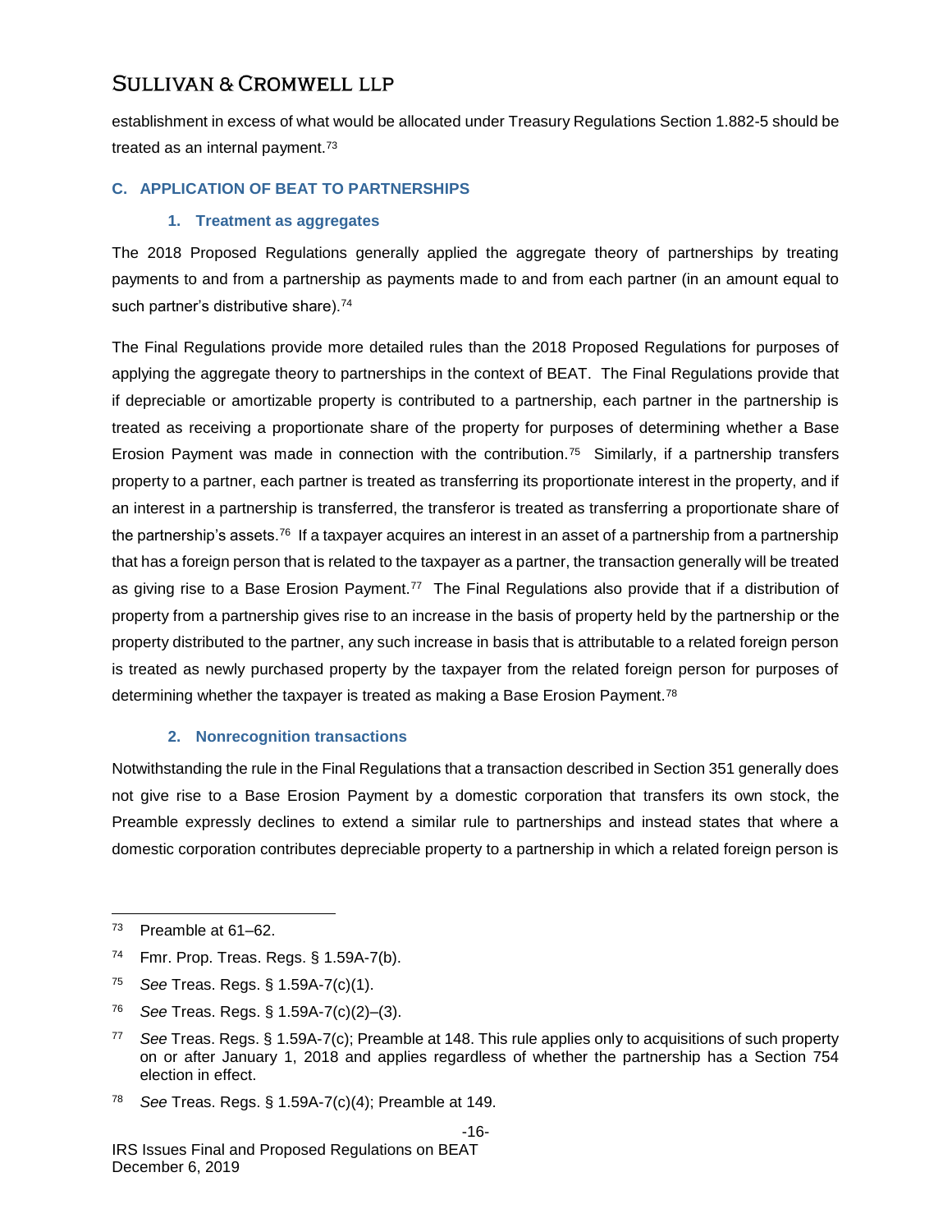establishment in excess of what would be allocated under Treasury Regulations Section 1.882-5 should be treated as an internal payment.[73]

### C. APPLICATION OF BEAT TO PARTNERSHIPS

#### 1. Treatment as aggregates

The 2018 Proposed Regulations generally applied the aggregate theory of partnerships by treating payments to and from a partnership as payments made to and from each partner (in an amount equal to such partner's distributive share).[74]

The Final Regulations provide more detailed rules than the 2018 Proposed Regulations for purposes of applying the aggregate theory to partnerships in the context of BEAT. The Final Regulations provide that if depreciable or amortizable property is contributed to a partnership, each partner in the partnership is treated as receiving a proportionate share of the property for purposes of determining whether a Base Erosion Payment was made in connection with the contribution.[75] Similarly, if a partnership transfers property to a partner, each partner is treated as transferring its proportionate interest in the property, and if an interest in a partnership is transferred, the transferor is treated as transferring a proportionate share of the partnership's assets.[76] If a taxpayer acquires an interest in an asset of a partnership from a partnership that has a foreign person that is related to the taxpayer as a partner, the transaction generally will be treated as giving rise to a Base Erosion Payment.[77] The Final Regulations also provide that if a distribution of property from a partnership gives rise to an increase in the basis of property held by the partnership or the property distributed to the partner, any such increase in basis that is attributable to a related foreign person is treated as newly purchased property by the taxpayer from the related foreign person for purposes of determining whether the taxpayer is treated as making a Base Erosion Payment.[78]

#### 2. Nonrecognition transactions

Notwithstanding the rule in the Final Regulations that a transaction described in Section 351 generally does not give rise to a Base Erosion Payment by a domestic corporation that transfers its own stock, the Preamble expressly declines to extend a similar rule to partnerships and instead states that where a domestic corporation contributes depreciable property to a partnership in which a related foreign person is

---

[73] Preamble at 61–62.

[74] Fmr. Prop. Treas. Regs. § 1.59A-7(b).

[75] *See* Treas. Regs. § 1.59A-7(c)(1).

[76] *See* Treas. Regs. § 1.59A-7(c)(2)–(3).

[77] *See* Treas. Regs. § 1.59A-7(c); Preamble at 148. This rule applies only to acquisitions of such property on or after January 1, 2018 and applies regardless of whether the partnership has a Section 754 election in effect.

[78] *See* Treas. Regs. § 1.59A-7(c)(4); Preamble at 149.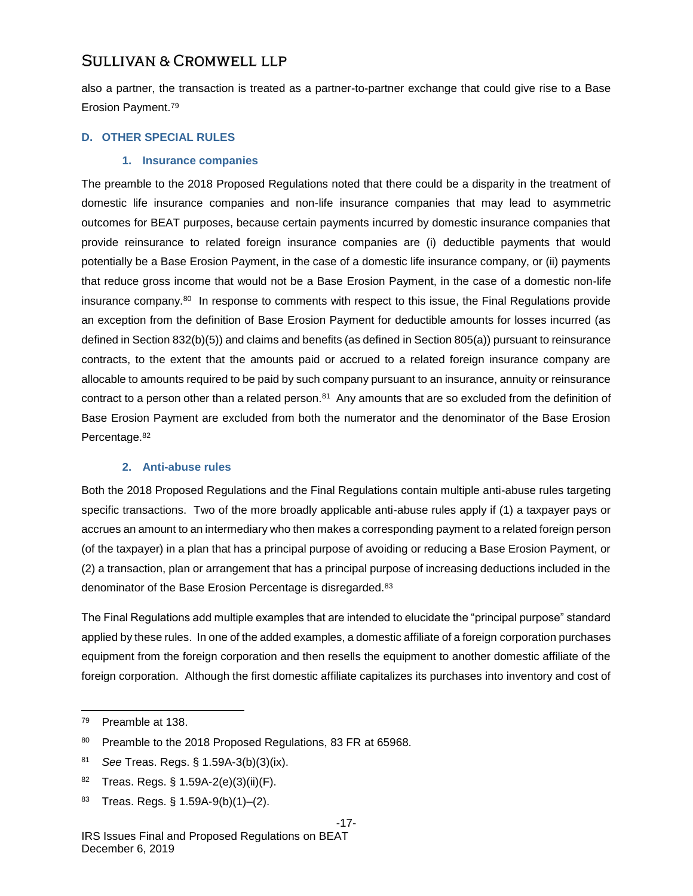also a partner, the transaction is treated as a partner-to-partner exchange that could give rise to a Base Erosion Payment.[79]

## D. OTHER SPECIAL RULES

### 1. Insurance companies

The preamble to the 2018 Proposed Regulations noted that there could be a disparity in the treatment of domestic life insurance companies and non-life insurance companies that may lead to asymmetric outcomes for BEAT purposes, because certain payments incurred by domestic insurance companies that provide reinsurance to related foreign insurance companies are (i) deductible payments that would potentially be a Base Erosion Payment, in the case of a domestic life insurance company, or (ii) payments that reduce gross income that would not be a Base Erosion Payment, in the case of a domestic non-life insurance company.[80] In response to comments with respect to this issue, the Final Regulations provide an exception from the definition of Base Erosion Payment for deductible amounts for losses incurred (as defined in Section 832(b)(5)) and claims and benefits (as defined in Section 805(a)) pursuant to reinsurance contracts, to the extent that the amounts paid or accrued to a related foreign insurance company are allocable to amounts required to be paid by such company pursuant to an insurance, annuity or reinsurance contract to a person other than a related person.[81] Any amounts that are so excluded from the definition of Base Erosion Payment are excluded from both the numerator and the denominator of the Base Erosion Percentage.[82]

### 2. Anti-abuse rules

Both the 2018 Proposed Regulations and the Final Regulations contain multiple anti-abuse rules targeting specific transactions. Two of the more broadly applicable anti-abuse rules apply if (1) a taxpayer pays or accrues an amount to an intermediary who then makes a corresponding payment to a related foreign person (of the taxpayer) in a plan that has a principal purpose of avoiding or reducing a Base Erosion Payment, or (2) a transaction, plan or arrangement that has a principal purpose of increasing deductions included in the denominator of the Base Erosion Percentage is disregarded.[83]

The Final Regulations add multiple examples that are intended to elucidate the "principal purpose" standard applied by these rules. In one of the added examples, a domestic affiliate of a foreign corporation purchases equipment from the foreign corporation and then resells the equipment to another domestic affiliate of the foreign corporation. Although the first domestic affiliate capitalizes its purchases into inventory and cost of

---

79 Preamble at 138.

80 Preamble to the 2018 Proposed Regulations, 83 FR at 65968.

81 *See* Treas. Regs. § 1.59A-3(b)(3)(ix).

82 Treas. Regs. § 1.59A-2(e)(3)(ii)(F).

83 Treas. Regs. § 1.59A-9(b)(1)–(2).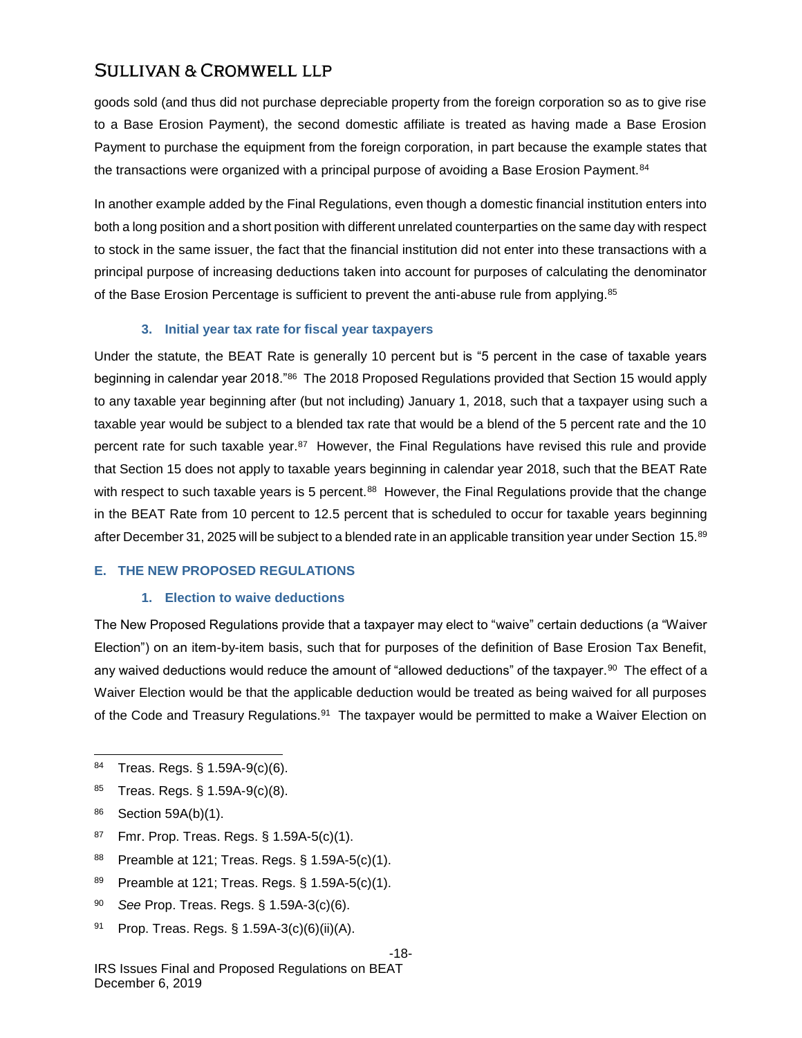goods sold (and thus did not purchase depreciable property from the foreign corporation so as to give rise to a Base Erosion Payment), the second domestic affiliate is treated as having made a Base Erosion Payment to purchase the equipment from the foreign corporation, in part because the example states that the transactions were organized with a principal purpose of avoiding a Base Erosion Payment.[84]

In another example added by the Final Regulations, even though a domestic financial institution enters into both a long position and a short position with different unrelated counterparties on the same day with respect to stock in the same issuer, the fact that the financial institution did not enter into these transactions with a principal purpose of increasing deductions taken into account for purposes of calculating the denominator of the Base Erosion Percentage is sufficient to prevent the anti-abuse rule from applying.[85]

### 3. Initial year tax rate for fiscal year taxpayers

Under the statute, the BEAT Rate is generally 10 percent but is "5 percent in the case of taxable years beginning in calendar year 2018."[86] The 2018 Proposed Regulations provided that Section 15 would apply to any taxable year beginning after (but not including) January 1, 2018, such that a taxpayer using such a taxable year would be subject to a blended tax rate that would be a blend of the 5 percent rate and the 10 percent rate for such taxable year.[87] However, the Final Regulations have revised this rule and provide that Section 15 does not apply to taxable years beginning in calendar year 2018, such that the BEAT Rate with respect to such taxable years is 5 percent.[88] However, the Final Regulations provide that the change in the BEAT Rate from 10 percent to 12.5 percent that is scheduled to occur for taxable years beginning after December 31, 2025 will be subject to a blended rate in an applicable transition year under Section 15.[89]

## E. THE NEW PROPOSED REGULATIONS

### 1. Election to waive deductions

The New Proposed Regulations provide that a taxpayer may elect to "waive" certain deductions (a "Waiver Election") on an item-by-item basis, such that for purposes of the definition of Base Erosion Tax Benefit, any waived deductions would reduce the amount of "allowed deductions" of the taxpayer.[90] The effect of a Waiver Election would be that the applicable deduction would be treated as being waived for all purposes of the Code and Treasury Regulations.[91] The taxpayer would be permitted to make a Waiver Election on

---

[84] Treas. Regs. § 1.59A-9(c)(6).

[85] Treas. Regs. § 1.59A-9(c)(8).

[86] Section 59A(b)(1).

[87] Fmr. Prop. Treas. Regs. § 1.59A-5(c)(1).

[88] Preamble at 121; Treas. Regs. § 1.59A-5(c)(1).

[89] Preamble at 121; Treas. Regs. § 1.59A-5(c)(1).

[90] *See* Prop. Treas. Regs. § 1.59A-3(c)(6).

[91] Prop. Treas. Regs. § 1.59A-3(c)(6)(ii)(A).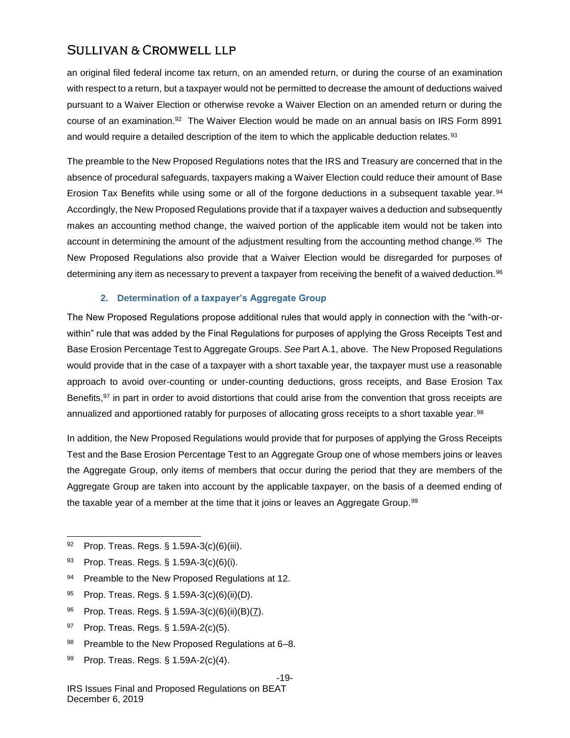an original filed federal income tax return, on an amended return, or during the course of an examination with respect to a return, but a taxpayer would not be permitted to decrease the amount of deductions waived pursuant to a Waiver Election or otherwise revoke a Waiver Election on an amended return or during the course of an examination.[92] The Waiver Election would be made on an annual basis on IRS Form 8991 and would require a detailed description of the item to which the applicable deduction relates.[93]

The preamble to the New Proposed Regulations notes that the IRS and Treasury are concerned that in the absence of procedural safeguards, taxpayers making a Waiver Election could reduce their amount of Base Erosion Tax Benefits while using some or all of the forgone deductions in a subsequent taxable year.[94] Accordingly, the New Proposed Regulations provide that if a taxpayer waives a deduction and subsequently makes an accounting method change, the waived portion of the applicable item would not be taken into account in determining the amount of the adjustment resulting from the accounting method change.[95] The New Proposed Regulations also provide that a Waiver Election would be disregarded for purposes of determining any item as necessary to prevent a taxpayer from receiving the benefit of a waived deduction.[96]

### 2. Determination of a taxpayer's Aggregate Group

The New Proposed Regulations propose additional rules that would apply in connection with the "with-or-within" rule that was added by the Final Regulations for purposes of applying the Gross Receipts Test and Base Erosion Percentage Test to Aggregate Groups. *See* Part A.1, above. The New Proposed Regulations would provide that in the case of a taxpayer with a short taxable year, the taxpayer must use a reasonable approach to avoid over-counting or under-counting deductions, gross receipts, and Base Erosion Tax Benefits,[97] in part in order to avoid distortions that could arise from the convention that gross receipts are annualized and apportioned ratably for purposes of allocating gross receipts to a short taxable year.[98]

In addition, the New Proposed Regulations would provide that for purposes of applying the Gross Receipts Test and the Base Erosion Percentage Test to an Aggregate Group one of whose members joins or leaves the Aggregate Group, only items of members that occur during the period that they are members of the Aggregate Group are taken into account by the applicable taxpayer, on the basis of a deemed ending of the taxable year of a member at the time that it joins or leaves an Aggregate Group.[99]

---

[92] Prop. Treas. Regs. § 1.59A-3(c)(6)(iii).

[93] Prop. Treas. Regs. § 1.59A-3(c)(6)(i).

[94] Preamble to the New Proposed Regulations at 12.

[95] Prop. Treas. Regs. § 1.59A-3(c)(6)(ii)(D).

[96] Prop. Treas. Regs. § 1.59A-3(c)(6)(ii)(B)(7).

[97] Prop. Treas. Regs. § 1.59A-2(c)(5).

[98] Preamble to the New Proposed Regulations at 6–8.

[99] Prop. Treas. Regs. § 1.59A-2(c)(4).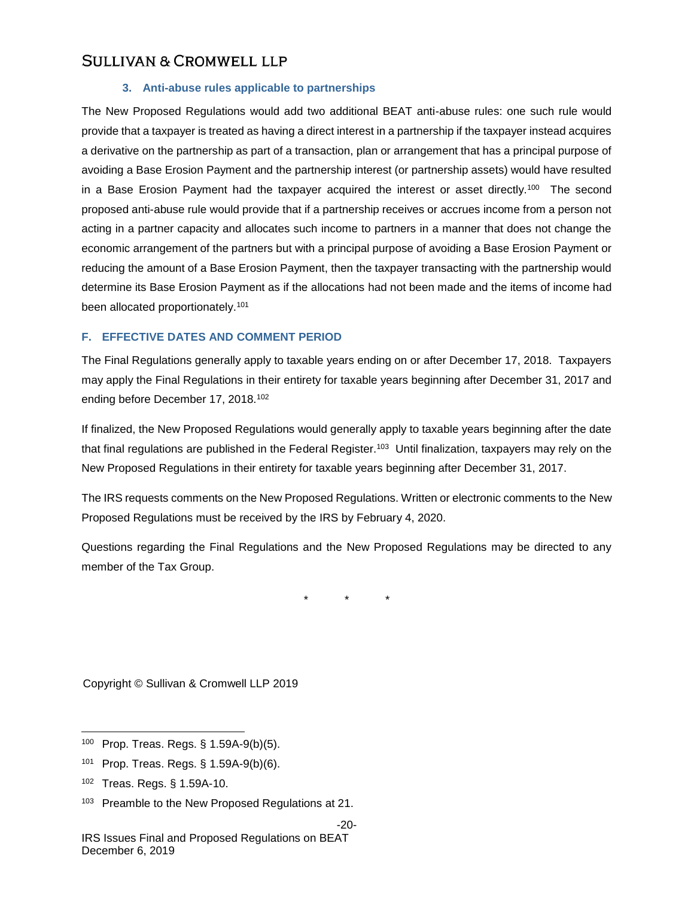### 3. Anti-abuse rules applicable to partnerships

The New Proposed Regulations would add two additional BEAT anti-abuse rules: one such rule would provide that a taxpayer is treated as having a direct interest in a partnership if the taxpayer instead acquires a derivative on the partnership as part of a transaction, plan or arrangement that has a principal purpose of avoiding a Base Erosion Payment and the partnership interest (or partnership assets) would have resulted in a Base Erosion Payment had the taxpayer acquired the interest or asset directly.[100] The second proposed anti-abuse rule would provide that if a partnership receives or accrues income from a person not acting in a partner capacity and allocates such income to partners in a manner that does not change the economic arrangement of the partners but with a principal purpose of avoiding a Base Erosion Payment or reducing the amount of a Base Erosion Payment, then the taxpayer transacting with the partnership would determine its Base Erosion Payment as if the allocations had not been made and the items of income had been allocated proportionately.[101]

## F. EFFECTIVE DATES AND COMMENT PERIOD

The Final Regulations generally apply to taxable years ending on or after December 17, 2018. Taxpayers may apply the Final Regulations in their entirety for taxable years beginning after December 31, 2017 and ending before December 17, 2018.[102]

If finalized, the New Proposed Regulations would generally apply to taxable years beginning after the date that final regulations are published in the Federal Register.[103] Until finalization, taxpayers may rely on the New Proposed Regulations in their entirety for taxable years beginning after December 31, 2017.

The IRS requests comments on the New Proposed Regulations. Written or electronic comments to the New Proposed Regulations must be received by the IRS by February 4, 2020.

Questions regarding the Final Regulations and the New Proposed Regulations may be directed to any member of the Tax Group.

\* \* \*

Copyright © Sullivan & Cromwell LLP 2019

---

[100] Prop. Treas. Regs. § 1.59A-9(b)(5).

[101] Prop. Treas. Regs. § 1.59A-9(b)(6).

[102] Treas. Regs. § 1.59A-10.

[103] Preamble to the New Proposed Regulations at 21.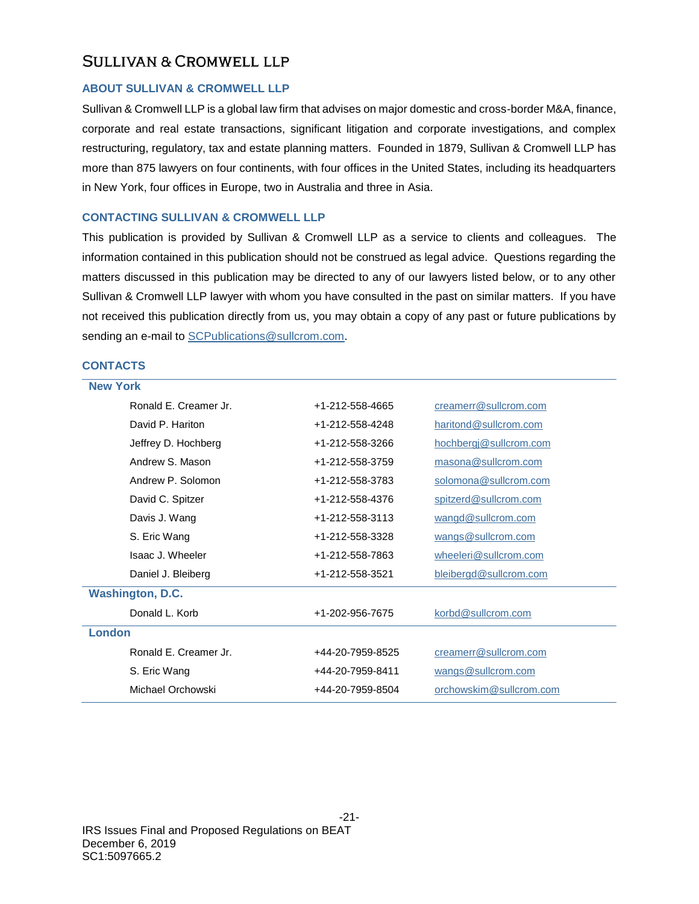# SULLIVAN & CROMWELL LLP

### ABOUT SULLIVAN & CROMWELL LLP

Sullivan & Cromwell LLP is a global law firm that advises on major domestic and cross-border M&A, finance, corporate and real estate transactions, significant litigation and corporate investigations, and complex restructuring, regulatory, tax and estate planning matters. Founded in 1879, Sullivan & Cromwell LLP has more than 875 lawyers on four continents, with four offices in the United States, including its headquarters in New York, four offices in Europe, two in Australia and three in Asia.

### CONTACTING SULLIVAN & CROMWELL LLP

This publication is provided by Sullivan & Cromwell LLP as a service to clients and colleagues. The information contained in this publication should not be construed as legal advice. Questions regarding the matters discussed in this publication may be directed to any of our lawyers listed below, or to any other Sullivan & Cromwell LLP lawyer with whom you have consulted in the past on similar matters. If you have not received this publication directly from us, you may obtain a copy of any past or future publications by sending an e-mail to SCPublications@sullcrom.com.

### CONTACTS

| | | |
|---|---|---|
| **New York** | | |
| Ronald E. Creamer Jr. | +1-212-558-4665 | creamerr@sullcrom.com |
| David P. Hariton | +1-212-558-4248 | haritond@sullcrom.com |
| Jeffrey D. Hochberg | +1-212-558-3266 | hochbergj@sullcrom.com |
| Andrew S. Mason | +1-212-558-3759 | masona@sullcrom.com |
| Andrew P. Solomon | +1-212-558-3783 | solomona@sullcrom.com |
| David C. Spitzer | +1-212-558-4376 | spitzerd@sullcrom.com |
| Davis J. Wang | +1-212-558-3113 | wangd@sullcrom.com |
| S. Eric Wang | +1-212-558-3328 | wangs@sullcrom.com |
| Isaac J. Wheeler | +1-212-558-7863 | wheeleri@sullcrom.com |
| Daniel J. Bleiberg | +1-212-558-3521 | bleibergd@sullcrom.com |
| **Washington, D.C.** | | |
| Donald L. Korb | +1-202-956-7675 | korbd@sullcrom.com |
| **London** | | |
| Ronald E. Creamer Jr. | +44-20-7959-8525 | creamerr@sullcrom.com |
| S. Eric Wang | +44-20-7959-8411 | wangs@sullcrom.com |
| Michael Orchowski | +44-20-7959-8504 | orchowskim@sullcrom.com |

IRS Issues Final and Proposed Regulations on BEAT
December 6, 2019
SC1:5097665.2